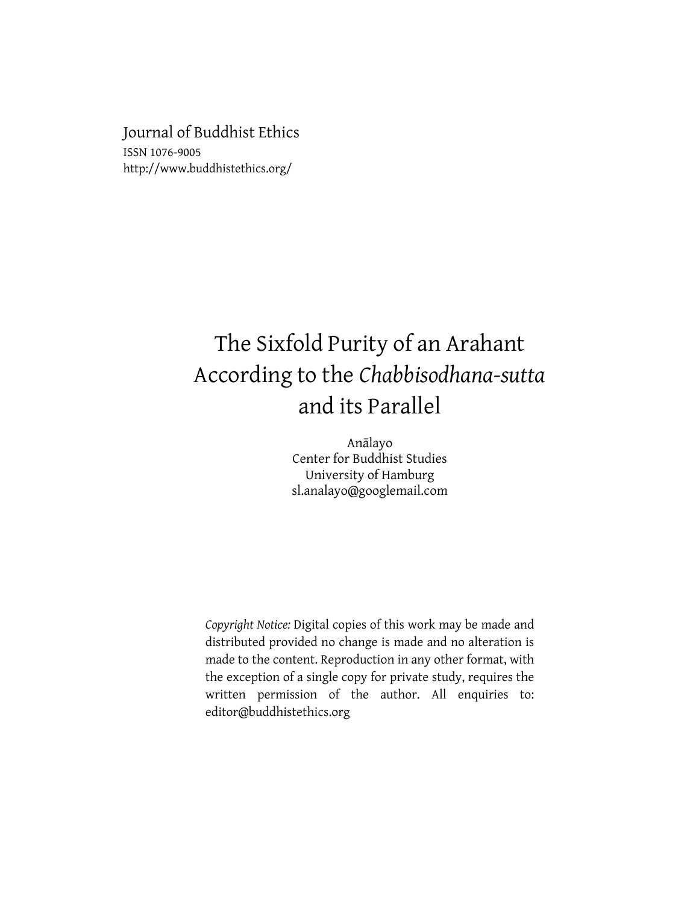Journal of Buddhist Ethics
ISSN 1076-9005
http://www.buddhistethics.org/

# The Sixfold Purity of an Arahant According to the *Chabbisodhana-sutta* and its Parallel

Anālayo
Center for Buddhist Studies
University of Hamburg
sl.analayo@googlemail.com

*Copyright Notice:* Digital copies of this work may be made and distributed provided no change is made and no alteration is made to the content. Reproduction in any other format, with the exception of a single copy for private study, requires the written permission of the author. All enquiries to: editor@buddhistethics.org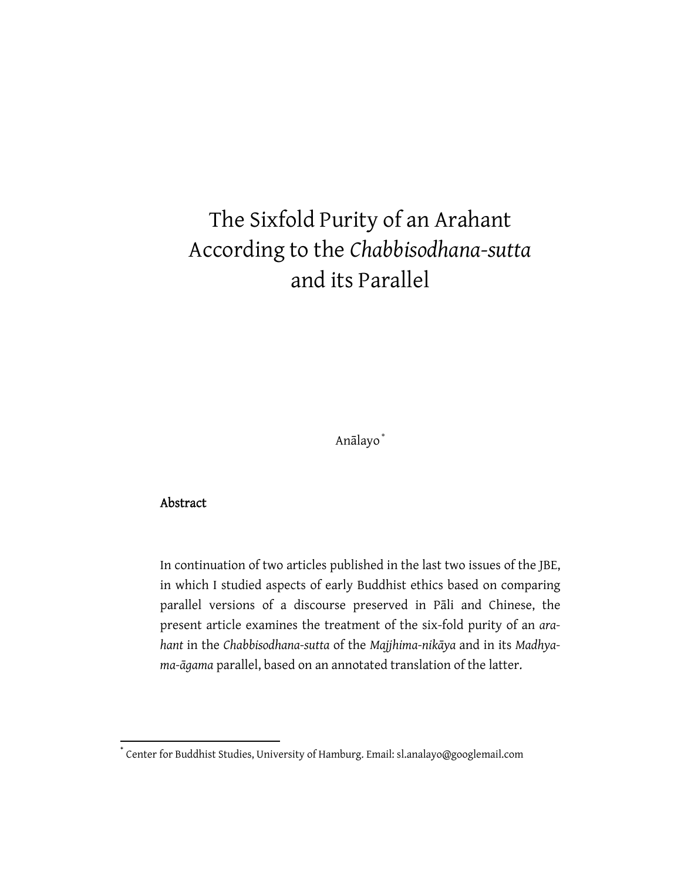# The Sixfold Purity of an Arahant According to the *Chabbisodhana-sutta* and its Parallel

Anālayo [*]

## Abstract

In continuation of two articles published in the last two issues of the JBE, in which I studied aspects of early Buddhist ethics based on comparing parallel versions of a discourse preserved in Pāli and Chinese, the present article examines the treatment of the six-fold purity of an *arahant* in the *Chabbisodhana-sutta* of the *Majjhima-nikāya* and in its *Madhyama-āgama* parallel, based on an annotated translation of the latter.

---

[*] Center for Buddhist Studies, University of Hamburg. Email: sl.analayo@googlemail.com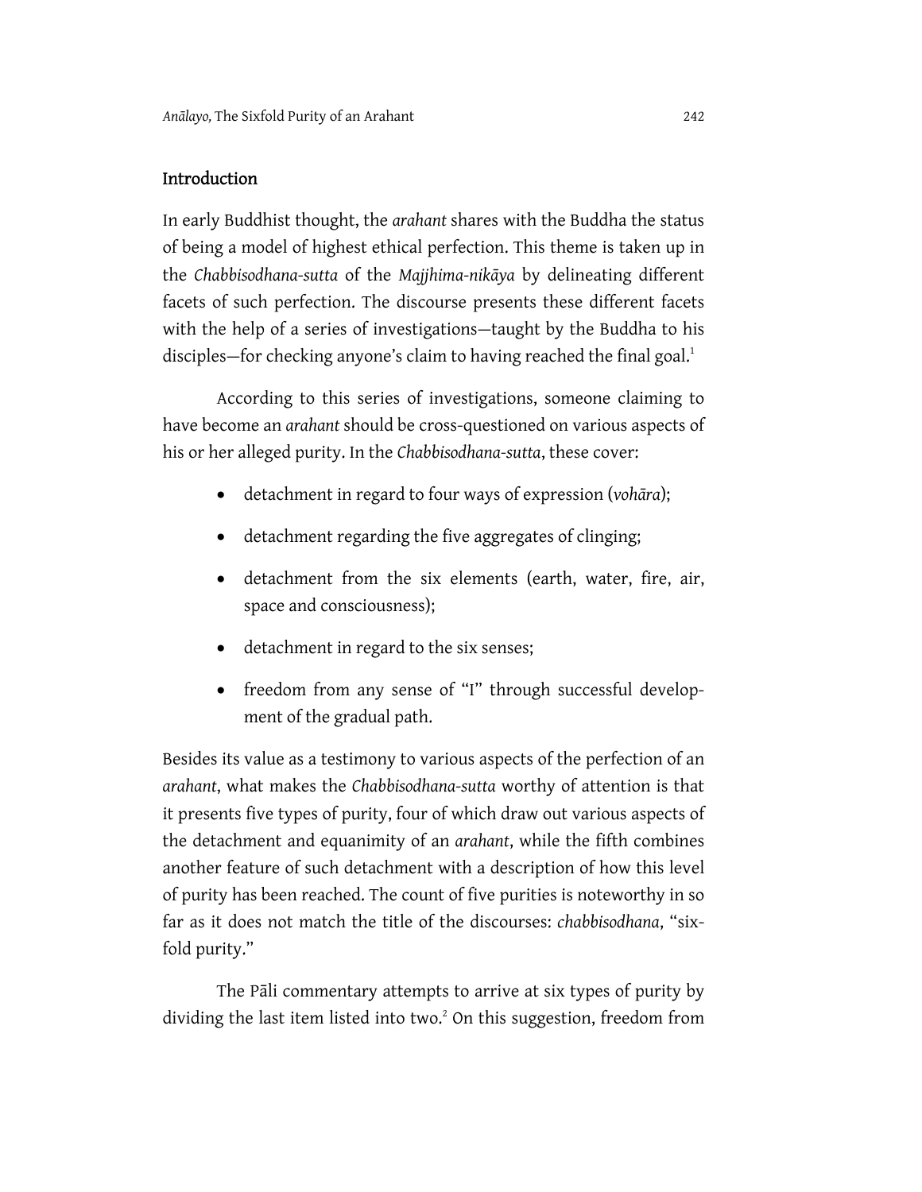## Introduction

In early Buddhist thought, the *arahant* shares with the Buddha the status of being a model of highest ethical perfection. This theme is taken up in the *Chabbisodhana-sutta* of the *Majjhima-nikāya* by delineating different facets of such perfection. The discourse presents these different facets with the help of a series of investigations—taught by the Buddha to his disciples—for checking anyone's claim to having reached the final goal.[1]

According to this series of investigations, someone claiming to have become an *arahant* should be cross-questioned on various aspects of his or her alleged purity. In the *Chabbisodhana-sutta*, these cover:

- detachment in regard to four ways of expression (*vohāra*);
- detachment regarding the five aggregates of clinging;
- detachment from the six elements (earth, water, fire, air, space and consciousness);
- detachment in regard to the six senses;
- freedom from any sense of "I" through successful development of the gradual path.

Besides its value as a testimony to various aspects of the perfection of an *arahant*, what makes the *Chabbisodhana-sutta* worthy of attention is that it presents five types of purity, four of which draw out various aspects of the detachment and equanimity of an *arahant*, while the fifth combines another feature of such detachment with a description of how this level of purity has been reached. The count of five purities is noteworthy in so far as it does not match the title of the discourses: *chabbisodhana*, "sixfold purity."

The Pāli commentary attempts to arrive at six types of purity by dividing the last item listed into two.[2] On this suggestion, freedom from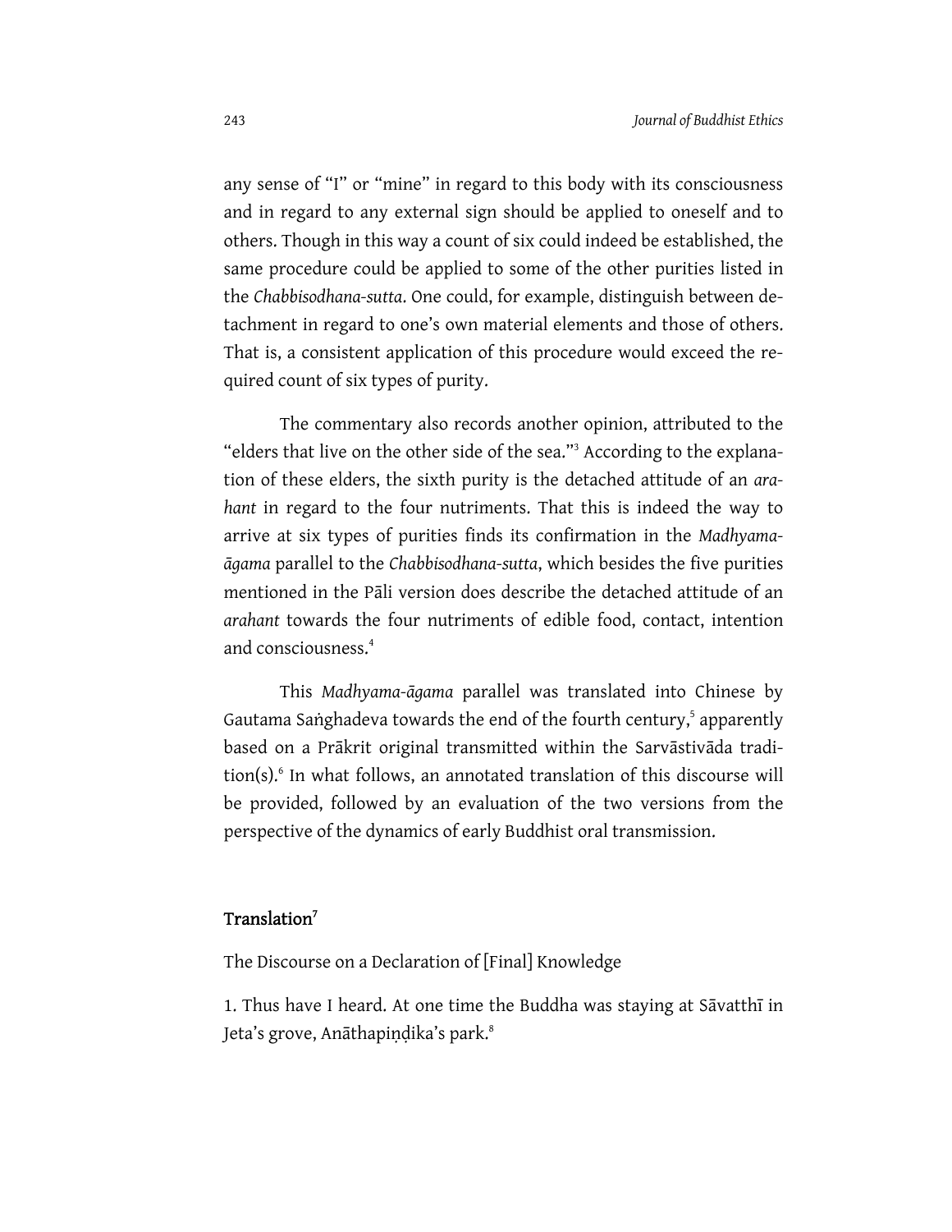any sense of "I" or "mine" in regard to this body with its consciousness and in regard to any external sign should be applied to oneself and to others. Though in this way a count of six could indeed be established, the same procedure could be applied to some of the other purities listed in the *Chabbisodhana-sutta*. One could, for example, distinguish between detachment in regard to one's own material elements and those of others. That is, a consistent application of this procedure would exceed the required count of six types of purity.

The commentary also records another opinion, attributed to the "elders that live on the other side of the sea."[3] According to the explanation of these elders, the sixth purity is the detached attitude of an *arahant* in regard to the four nutriments. That this is indeed the way to arrive at six types of purities finds its confirmation in the *Madhyama-āgama* parallel to the *Chabbisodhana-sutta*, which besides the five purities mentioned in the Pāli version does describe the detached attitude of an *arahant* towards the four nutriments of edible food, contact, intention and consciousness.[4]

This *Madhyama-āgama* parallel was translated into Chinese by Gautama Saṅghadeva towards the end of the fourth century,[5] apparently based on a Prākrit original transmitted within the Sarvāstivāda tradition(s).[6] In what follows, an annotated translation of this discourse will be provided, followed by an evaluation of the two versions from the perspective of the dynamics of early Buddhist oral transmission.

## Translation[7]

The Discourse on a Declaration of [Final] Knowledge

1. Thus have I heard. At one time the Buddha was staying at Sāvatthī in Jeta's grove, Anāthapiṇḍika's park.[8]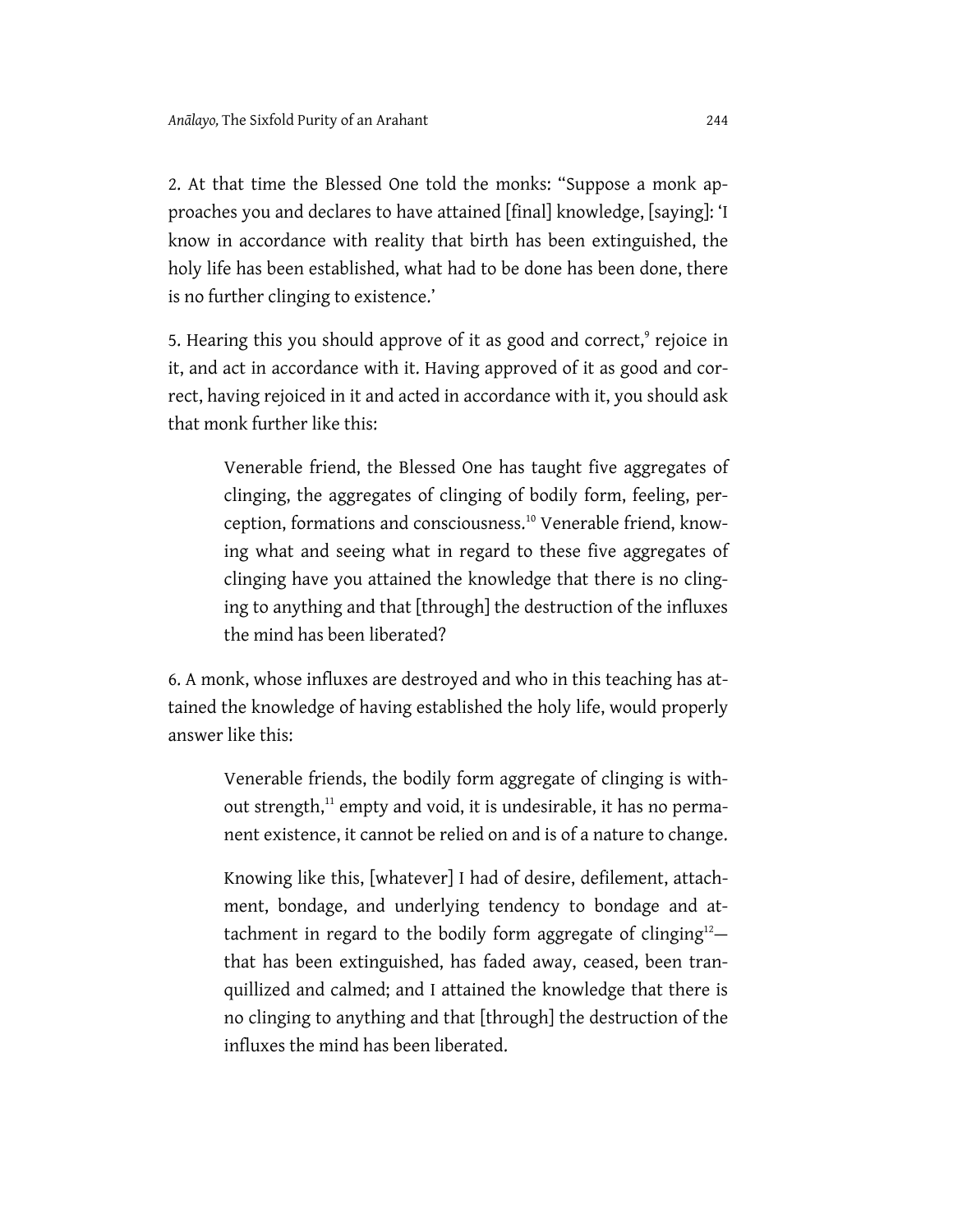2. At that time the Blessed One told the monks: "Suppose a monk approaches you and declares to have attained [final] knowledge, [saying]: 'I know in accordance with reality that birth has been extinguished, the holy life has been established, what had to be done has been done, there is no further clinging to existence.'

5. Hearing this you should approve of it as good and correct,[9] rejoice in it, and act in accordance with it. Having approved of it as good and correct, having rejoiced in it and acted in accordance with it, you should ask that monk further like this:

> Venerable friend, the Blessed One has taught five aggregates of clinging, the aggregates of clinging of bodily form, feeling, perception, formations and consciousness.[10] Venerable friend, knowing what and seeing what in regard to these five aggregates of clinging have you attained the knowledge that there is no clinging to anything and that [through] the destruction of the influxes the mind has been liberated?

6. A monk, whose influxes are destroyed and who in this teaching has attained the knowledge of having established the holy life, would properly answer like this:

> Venerable friends, the bodily form aggregate of clinging is without strength,[11] empty and void, it is undesirable, it has no permanent existence, it cannot be relied on and is of a nature to change.
>
> Knowing like this, [whatever] I had of desire, defilement, attachment, bondage, and underlying tendency to bondage and attachment in regard to the bodily form aggregate of clinging[12]—that has been extinguished, has faded away, ceased, been tranquillized and calmed; and I attained the knowledge that there is no clinging to anything and that [through] the destruction of the influxes the mind has been liberated.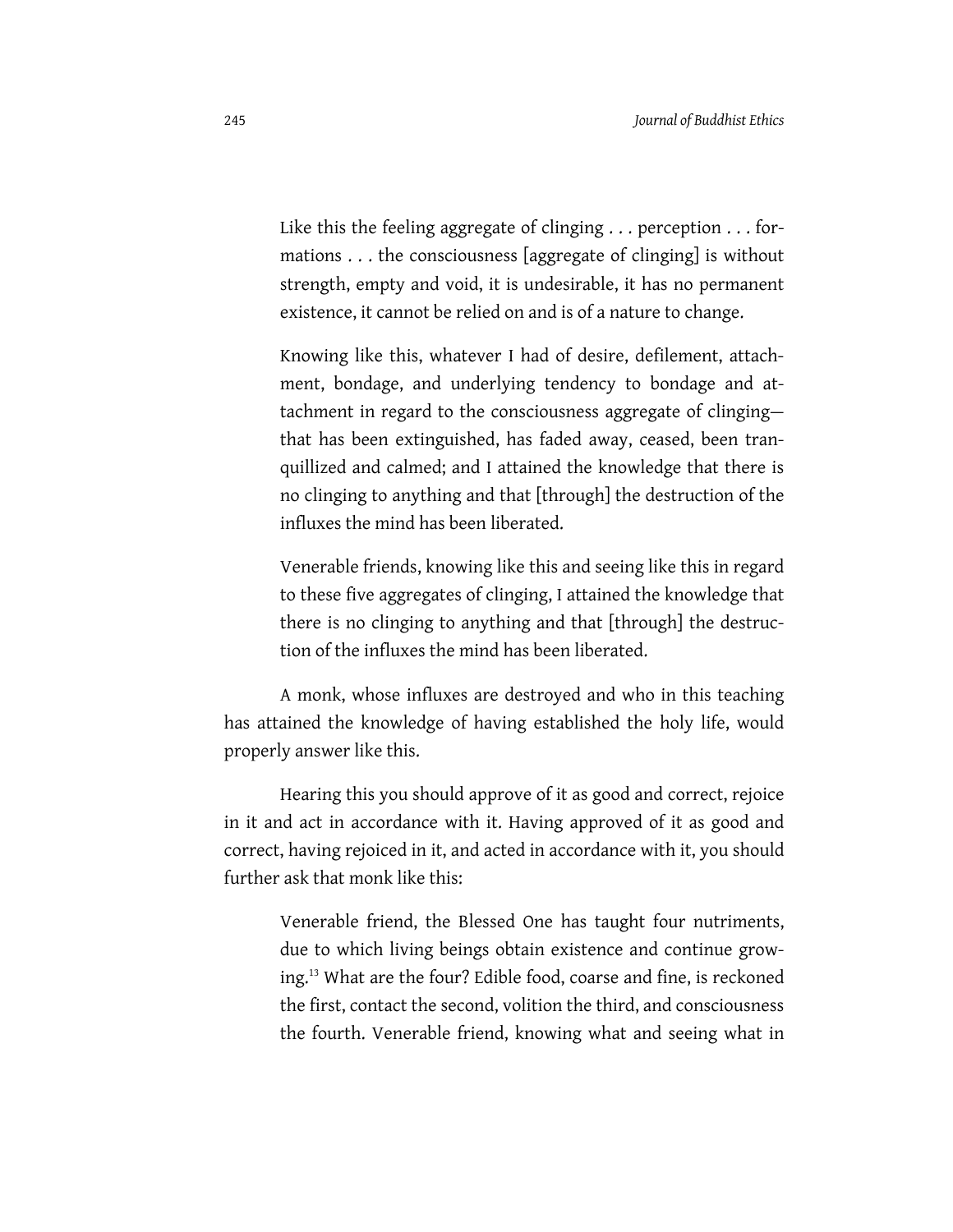> Like this the feeling aggregate of clinging . . . perception . . . formations . . . the consciousness [aggregate of clinging] is without strength, empty and void, it is undesirable, it has no permanent existence, it cannot be relied on and is of a nature to change.
>
> Knowing like this, whatever I had of desire, defilement, attachment, bondage, and underlying tendency to bondage and attachment in regard to the consciousness aggregate of clinging—that has been extinguished, has faded away, ceased, been tranquillized and calmed; and I attained the knowledge that there is no clinging to anything and that [through] the destruction of the influxes the mind has been liberated.
>
> Venerable friends, knowing like this and seeing like this in regard to these five aggregates of clinging, I attained the knowledge that there is no clinging to anything and that [through] the destruction of the influxes the mind has been liberated.

A monk, whose influxes are destroyed and who in this teaching has attained the knowledge of having established the holy life, would properly answer like this.

Hearing this you should approve of it as good and correct, rejoice in it and act in accordance with it. Having approved of it as good and correct, having rejoiced in it, and acted in accordance with it, you should further ask that monk like this:

> Venerable friend, the Blessed One has taught four nutriments, due to which living beings obtain existence and continue growing.[13] What are the four? Edible food, coarse and fine, is reckoned the first, contact the second, volition the third, and consciousness the fourth. Venerable friend, knowing what and seeing what in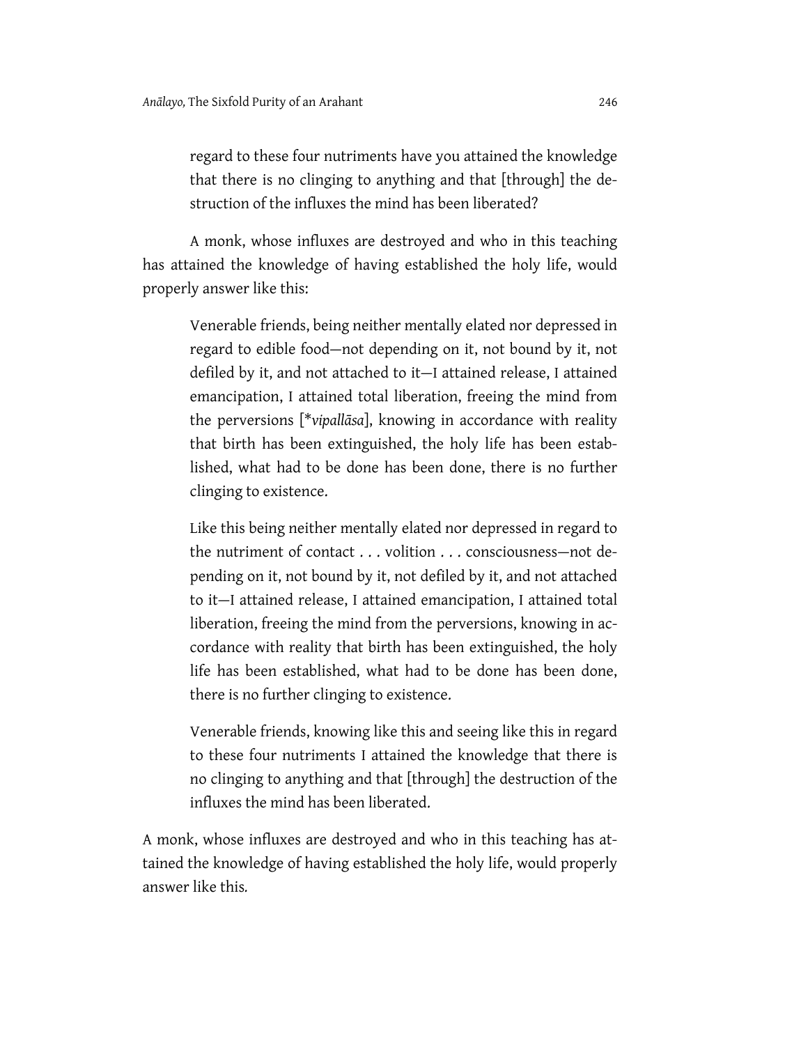> regard to these four nutriments have you attained the knowledge that there is no clinging to anything and that [through] the destruction of the influxes the mind has been liberated?

A monk, whose influxes are destroyed and who in this teaching has attained the knowledge of having established the holy life, would properly answer like this:

> Venerable friends, being neither mentally elated nor depressed in regard to edible food—not depending on it, not bound by it, not defiled by it, and not attached to it—I attained release, I attained emancipation, I attained total liberation, freeing the mind from the perversions [*\*vipallāsa*], knowing in accordance with reality that birth has been extinguished, the holy life has been established, what had to be done has been done, there is no further clinging to existence.
>
> Like this being neither mentally elated nor depressed in regard to the nutriment of contact . . . volition . . . consciousness—not depending on it, not bound by it, not defiled by it, and not attached to it—I attained release, I attained emancipation, I attained total liberation, freeing the mind from the perversions, knowing in accordance with reality that birth has been extinguished, the holy life has been established, what had to be done has been done, there is no further clinging to existence.
>
> Venerable friends, knowing like this and seeing like this in regard to these four nutriments I attained the knowledge that there is no clinging to anything and that [through] the destruction of the influxes the mind has been liberated.

A monk, whose influxes are destroyed and who in this teaching has attained the knowledge of having established the holy life, would properly answer like this.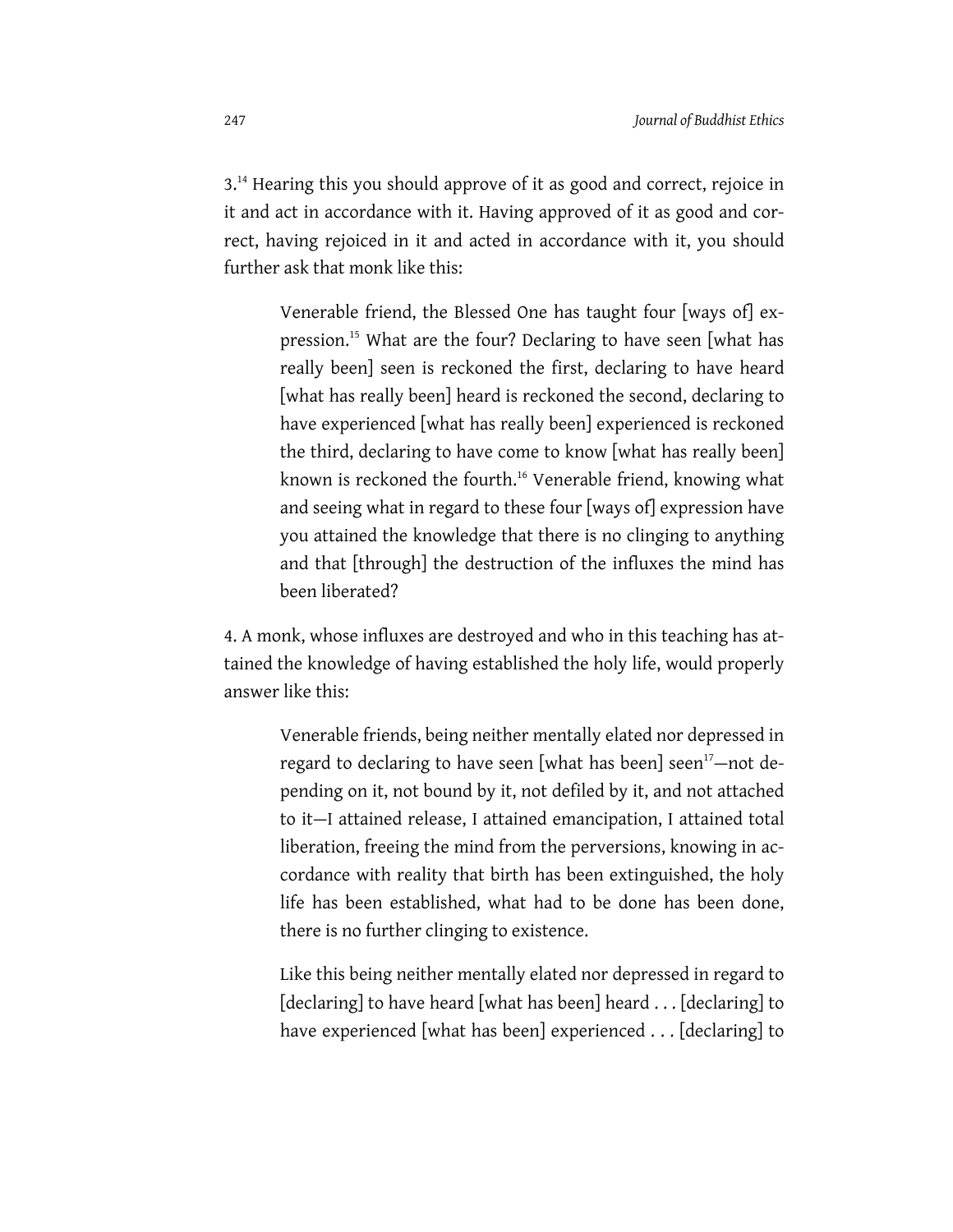3.[14] Hearing this you should approve of it as good and correct, rejoice in it and act in accordance with it. Having approved of it as good and correct, having rejoiced in it and acted in accordance with it, you should further ask that monk like this:

> Venerable friend, the Blessed One has taught four [ways of] expression.[15] What are the four? Declaring to have seen [what has really been] seen is reckoned the first, declaring to have heard [what has really been] heard is reckoned the second, declaring to have experienced [what has really been] experienced is reckoned the third, declaring to have come to know [what has really been] known is reckoned the fourth.[16] Venerable friend, knowing what and seeing what in regard to these four [ways of] expression have you attained the knowledge that there is no clinging to anything and that [through] the destruction of the influxes the mind has been liberated?

4. A monk, whose influxes are destroyed and who in this teaching has attained the knowledge of having established the holy life, would properly answer like this:

> Venerable friends, being neither mentally elated nor depressed in regard to declaring to have seen [what has been] seen[17]—not depending on it, not bound by it, not defiled by it, and not attached to it—I attained release, I attained emancipation, I attained total liberation, freeing the mind from the perversions, knowing in accordance with reality that birth has been extinguished, the holy life has been established, what had to be done has been done, there is no further clinging to existence.
>
> Like this being neither mentally elated nor depressed in regard to [declaring] to have heard [what has been] heard . . . [declaring] to have experienced [what has been] experienced . . . [declaring] to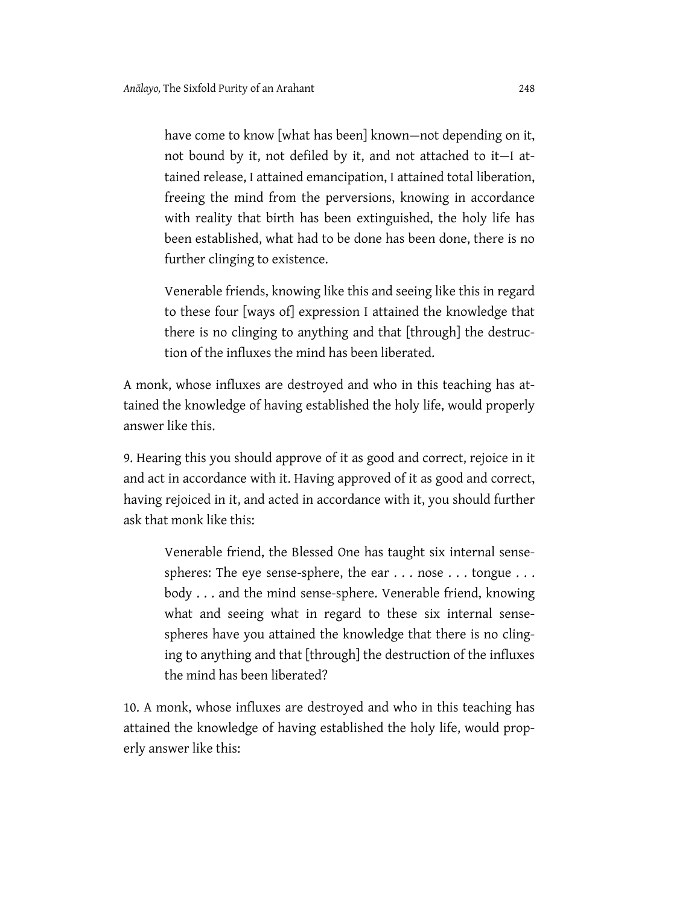> have come to know [what has been] known—not depending on it, not bound by it, not defiled by it, and not attached to it—I attained release, I attained emancipation, I attained total liberation, freeing the mind from the perversions, knowing in accordance with reality that birth has been extinguished, the holy life has been established, what had to be done has been done, there is no further clinging to existence.
>
> Venerable friends, knowing like this and seeing like this in regard to these four [ways of] expression I attained the knowledge that there is no clinging to anything and that [through] the destruction of the influxes the mind has been liberated.

A monk, whose influxes are destroyed and who in this teaching has attained the knowledge of having established the holy life, would properly answer like this.

9. Hearing this you should approve of it as good and correct, rejoice in it and act in accordance with it. Having approved of it as good and correct, having rejoiced in it, and acted in accordance with it, you should further ask that monk like this:

> Venerable friend, the Blessed One has taught six internal sense-spheres: The eye sense-sphere, the ear . . . nose . . . tongue . . . body . . . and the mind sense-sphere. Venerable friend, knowing what and seeing what in regard to these six internal sense-spheres have you attained the knowledge that there is no clinging to anything and that [through] the destruction of the influxes the mind has been liberated?

10. A monk, whose influxes are destroyed and who in this teaching has attained the knowledge of having established the holy life, would properly answer like this: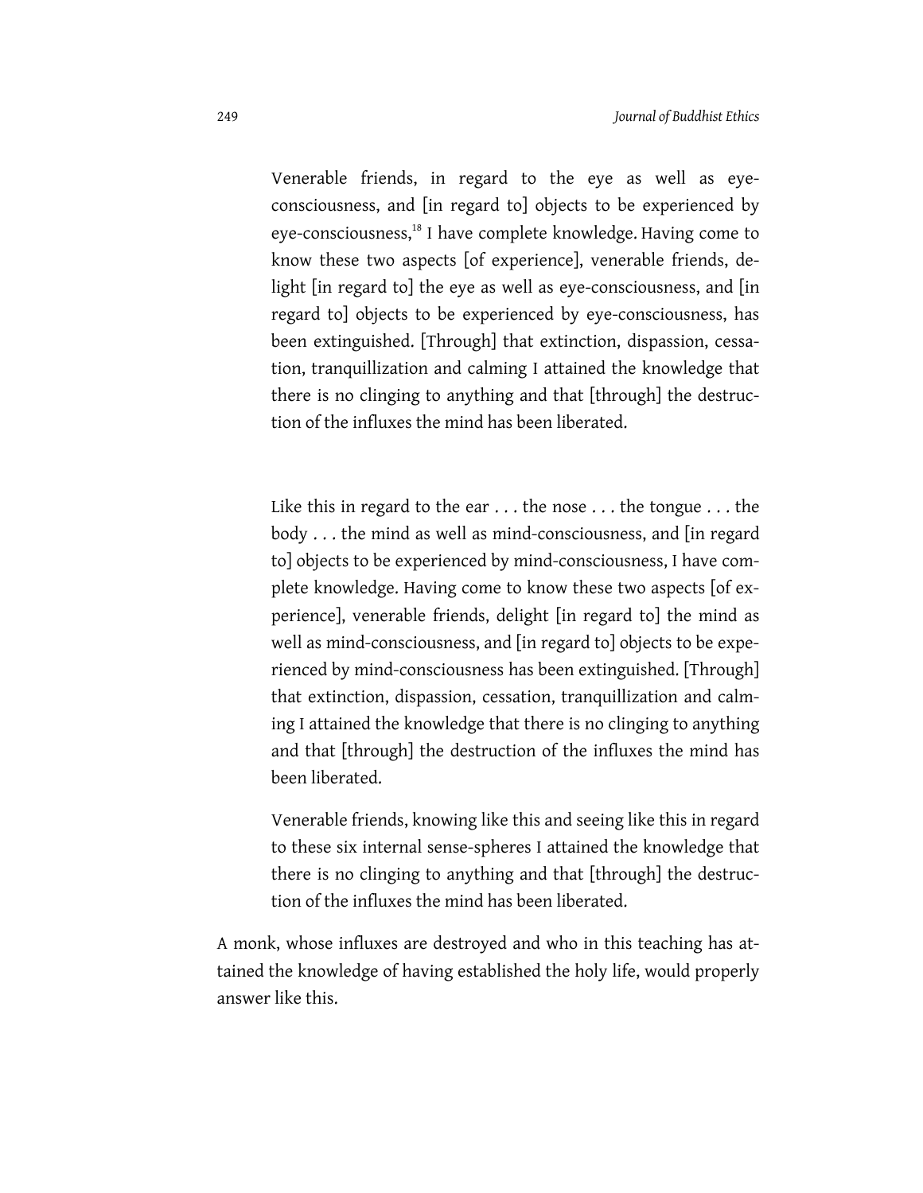> Venerable friends, in regard to the eye as well as eye-consciousness, and [in regard to] objects to be experienced by eye-consciousness,[18] I have complete knowledge. Having come to know these two aspects [of experience], venerable friends, delight [in regard to] the eye as well as eye-consciousness, and [in regard to] objects to be experienced by eye-consciousness, has been extinguished. [Through] that extinction, dispassion, cessation, tranquillization and calming I attained the knowledge that there is no clinging to anything and that [through] the destruction of the influxes the mind has been liberated.
>
> Like this in regard to the ear . . . the nose . . . the tongue . . . the body . . . the mind as well as mind-consciousness, and [in regard to] objects to be experienced by mind-consciousness, I have complete knowledge. Having come to know these two aspects [of experience], venerable friends, delight [in regard to] the mind as well as mind-consciousness, and [in regard to] objects to be experienced by mind-consciousness has been extinguished. [Through] that extinction, dispassion, cessation, tranquillization and calming I attained the knowledge that there is no clinging to anything and that [through] the destruction of the influxes the mind has been liberated.
>
> Venerable friends, knowing like this and seeing like this in regard to these six internal sense-spheres I attained the knowledge that there is no clinging to anything and that [through] the destruction of the influxes the mind has been liberated.

A monk, whose influxes are destroyed and who in this teaching has attained the knowledge of having established the holy life, would properly answer like this.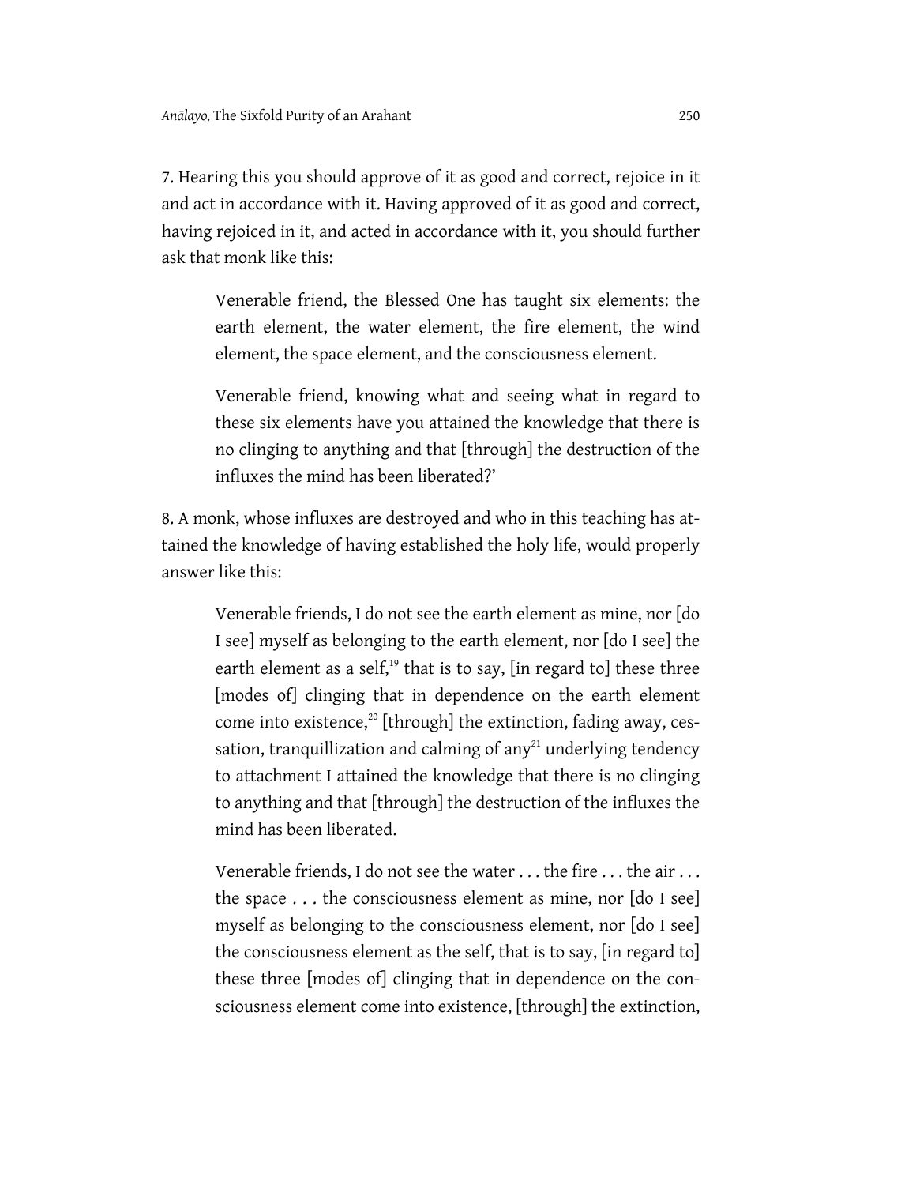7. Hearing this you should approve of it as good and correct, rejoice in it and act in accordance with it. Having approved of it as good and correct, having rejoiced in it, and acted in accordance with it, you should further ask that monk like this:

> Venerable friend, the Blessed One has taught six elements: the earth element, the water element, the fire element, the wind element, the space element, and the consciousness element.
>
> Venerable friend, knowing what and seeing what in regard to these six elements have you attained the knowledge that there is no clinging to anything and that [through] the destruction of the influxes the mind has been liberated?'

8. A monk, whose influxes are destroyed and who in this teaching has attained the knowledge of having established the holy life, would properly answer like this:

> Venerable friends, I do not see the earth element as mine, nor [do I see] myself as belonging to the earth element, nor [do I see] the earth element as a self,[19] that is to say, [in regard to] these three [modes of] clinging that in dependence on the earth element come into existence,[20] [through] the extinction, fading away, cessation, tranquillization and calming of any[21] underlying tendency to attachment I attained the knowledge that there is no clinging to anything and that [through] the destruction of the influxes the mind has been liberated.
>
> Venerable friends, I do not see the water . . . the fire . . . the air . . . the space . . . the consciousness element as mine, nor [do I see] myself as belonging to the consciousness element, nor [do I see] the consciousness element as the self, that is to say, [in regard to] these three [modes of] clinging that in dependence on the consciousness element come into existence, [through] the extinction,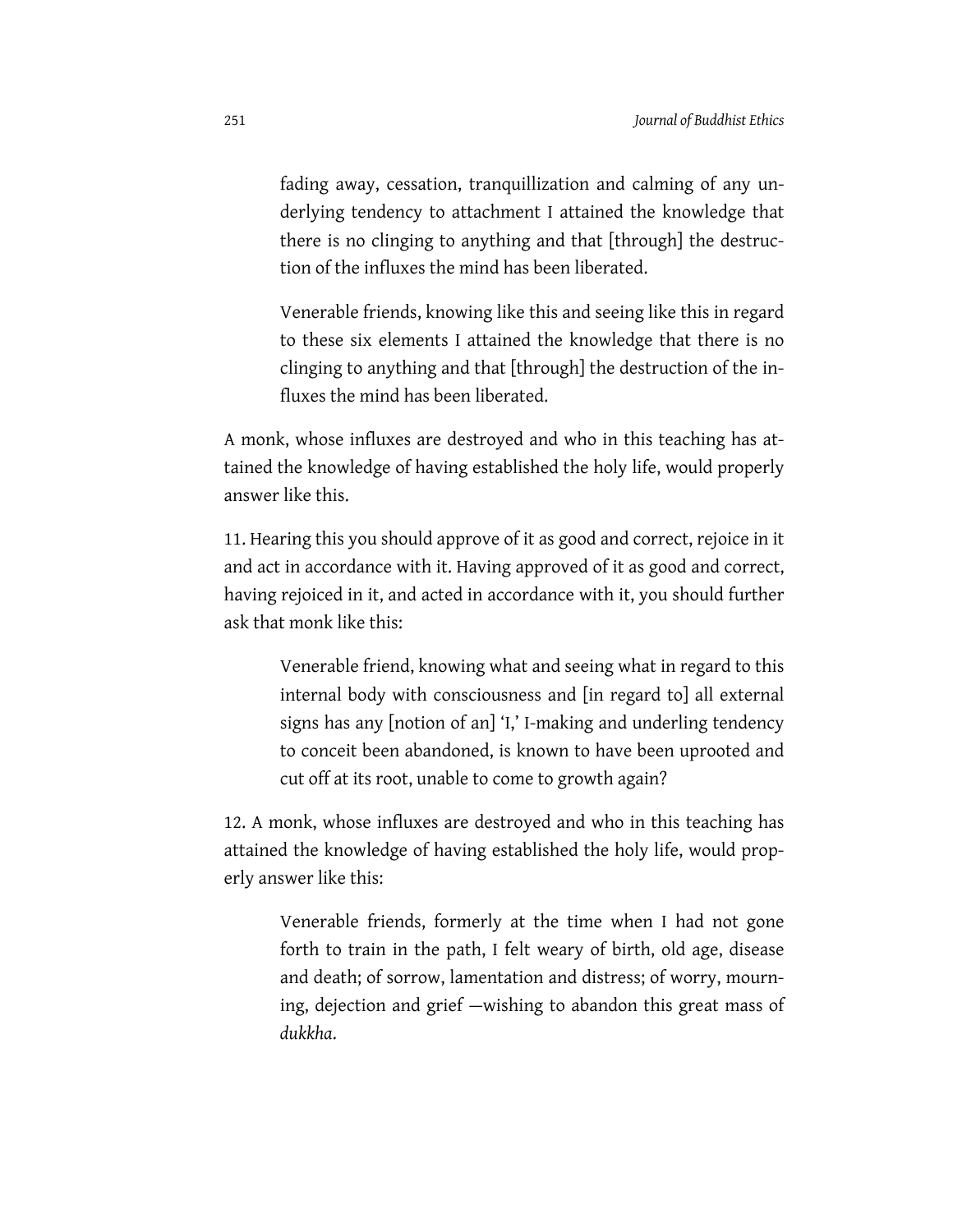> fading away, cessation, tranquillization and calming of any underlying tendency to attachment I attained the knowledge that there is no clinging to anything and that [through] the destruction of the influxes the mind has been liberated.
>
> Venerable friends, knowing like this and seeing like this in regard to these six elements I attained the knowledge that there is no clinging to anything and that [through] the destruction of the influxes the mind has been liberated.

A monk, whose influxes are destroyed and who in this teaching has attained the knowledge of having established the holy life, would properly answer like this.

11. Hearing this you should approve of it as good and correct, rejoice in it and act in accordance with it. Having approved of it as good and correct, having rejoiced in it, and acted in accordance with it, you should further ask that monk like this:

> Venerable friend, knowing what and seeing what in regard to this internal body with consciousness and [in regard to] all external signs has any [notion of an] 'I,' I-making and underling tendency to conceit been abandoned, is known to have been uprooted and cut off at its root, unable to come to growth again?

12. A monk, whose influxes are destroyed and who in this teaching has attained the knowledge of having established the holy life, would properly answer like this:

> Venerable friends, formerly at the time when I had not gone forth to train in the path, I felt weary of birth, old age, disease and death; of sorrow, lamentation and distress; of worry, mourning, dejection and grief —wishing to abandon this great mass of *dukkha*.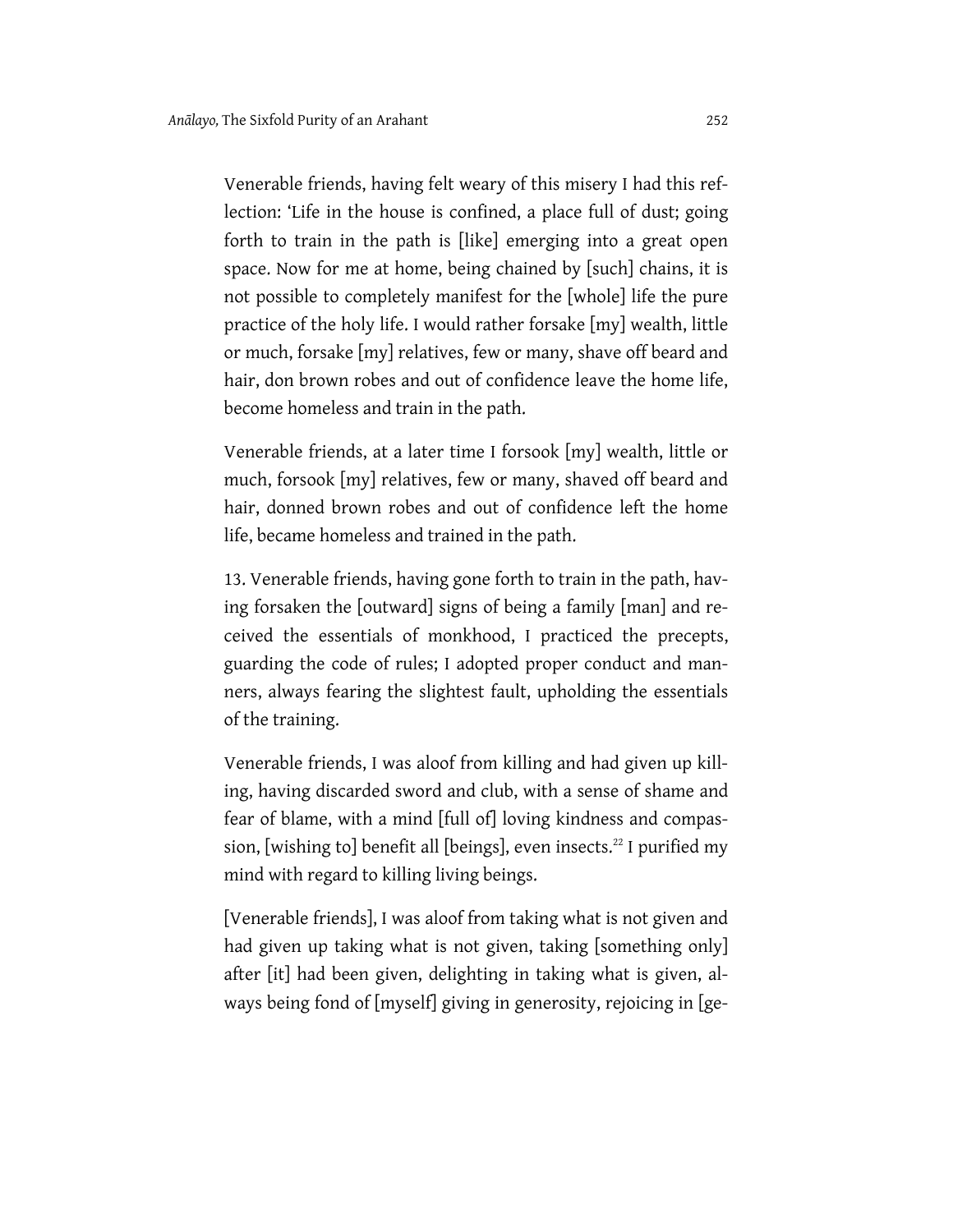Venerable friends, having felt weary of this misery I had this reflection: 'Life in the house is confined, a place full of dust; going forth to train in the path is [like] emerging into a great open space. Now for me at home, being chained by [such] chains, it is not possible to completely manifest for the [whole] life the pure practice of the holy life. I would rather forsake [my] wealth, little or much, forsake [my] relatives, few or many, shave off beard and hair, don brown robes and out of confidence leave the home life, become homeless and train in the path.

Venerable friends, at a later time I forsook [my] wealth, little or much, forsook [my] relatives, few or many, shaved off beard and hair, donned brown robes and out of confidence left the home life, became homeless and trained in the path.

13. Venerable friends, having gone forth to train in the path, having forsaken the [outward] signs of being a family [man] and received the essentials of monkhood, I practiced the precepts, guarding the code of rules; I adopted proper conduct and manners, always fearing the slightest fault, upholding the essentials of the training.

Venerable friends, I was aloof from killing and had given up killing, having discarded sword and club, with a sense of shame and fear of blame, with a mind [full of] loving kindness and compassion, [wishing to] benefit all [beings], even insects.[22] I purified my mind with regard to killing living beings.

[Venerable friends], I was aloof from taking what is not given and had given up taking what is not given, taking [something only] after [it] had been given, delighting in taking what is given, always being fond of [myself] giving in generosity, rejoicing in [ge-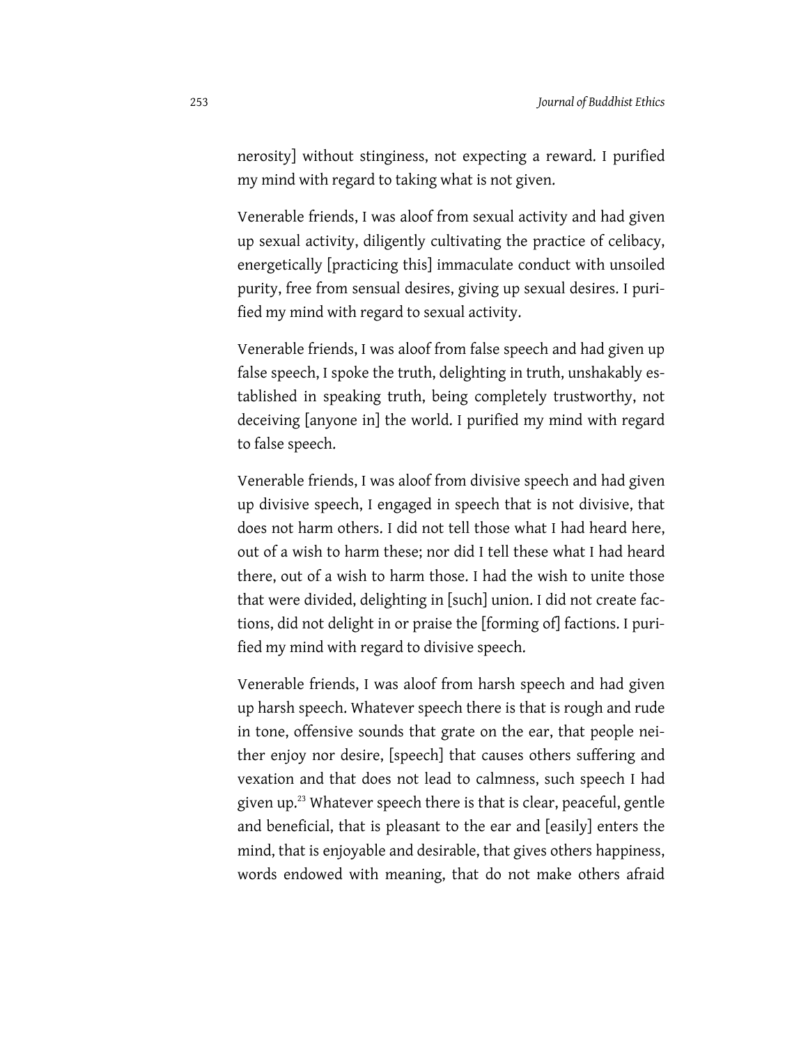nerosity] without stinginess, not expecting a reward. I purified my mind with regard to taking what is not given.

Venerable friends, I was aloof from sexual activity and had given up sexual activity, diligently cultivating the practice of celibacy, energetically [practicing this] immaculate conduct with unsoiled purity, free from sensual desires, giving up sexual desires. I purified my mind with regard to sexual activity.

Venerable friends, I was aloof from false speech and had given up false speech, I spoke the truth, delighting in truth, unshakably established in speaking truth, being completely trustworthy, not deceiving [anyone in] the world. I purified my mind with regard to false speech.

Venerable friends, I was aloof from divisive speech and had given up divisive speech, I engaged in speech that is not divisive, that does not harm others. I did not tell those what I had heard here, out of a wish to harm these; nor did I tell these what I had heard there, out of a wish to harm those. I had the wish to unite those that were divided, delighting in [such] union. I did not create factions, did not delight in or praise the [forming of] factions. I purified my mind with regard to divisive speech.

Venerable friends, I was aloof from harsh speech and had given up harsh speech. Whatever speech there is that is rough and rude in tone, offensive sounds that grate on the ear, that people neither enjoy nor desire, [speech] that causes others suffering and vexation and that does not lead to calmness, such speech I had given up.[23] Whatever speech there is that is clear, peaceful, gentle and beneficial, that is pleasant to the ear and [easily] enters the mind, that is enjoyable and desirable, that gives others happiness, words endowed with meaning, that do not make others afraid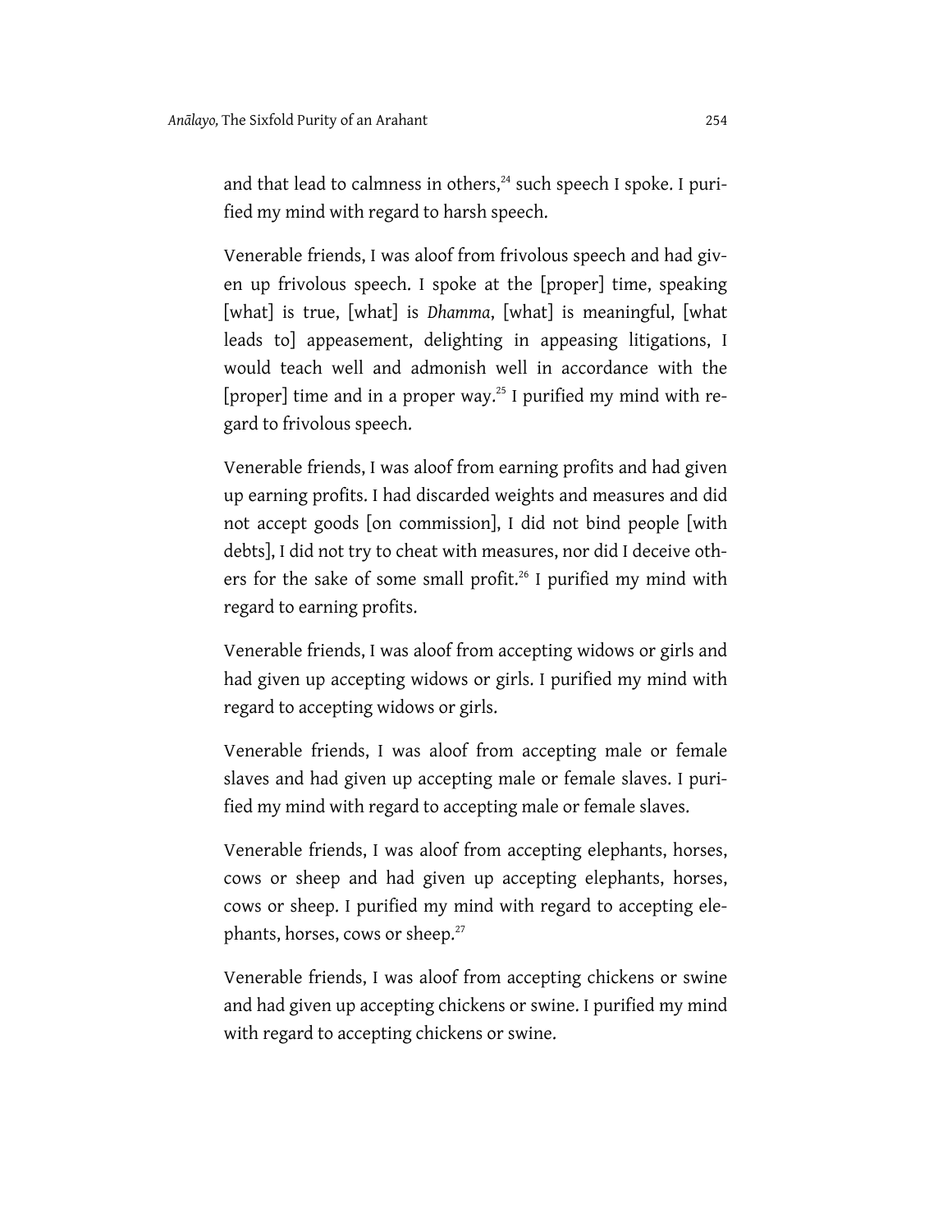and that lead to calmness in others,[24] such speech I spoke. I purified my mind with regard to harsh speech.

Venerable friends, I was aloof from frivolous speech and had given up frivolous speech. I spoke at the [proper] time, speaking [what] is true, [what] is *Dhamma*, [what] is meaningful, [what leads to] appeasement, delighting in appeasing litigations, I would teach well and admonish well in accordance with the [proper] time and in a proper way.[25] I purified my mind with regard to frivolous speech.

Venerable friends, I was aloof from earning profits and had given up earning profits. I had discarded weights and measures and did not accept goods [on commission], I did not bind people [with debts], I did not try to cheat with measures, nor did I deceive others for the sake of some small profit.[26] I purified my mind with regard to earning profits.

Venerable friends, I was aloof from accepting widows or girls and had given up accepting widows or girls. I purified my mind with regard to accepting widows or girls.

Venerable friends, I was aloof from accepting male or female slaves and had given up accepting male or female slaves. I purified my mind with regard to accepting male or female slaves.

Venerable friends, I was aloof from accepting elephants, horses, cows or sheep and had given up accepting elephants, horses, cows or sheep. I purified my mind with regard to accepting elephants, horses, cows or sheep.[27]

Venerable friends, I was aloof from accepting chickens or swine and had given up accepting chickens or swine. I purified my mind with regard to accepting chickens or swine.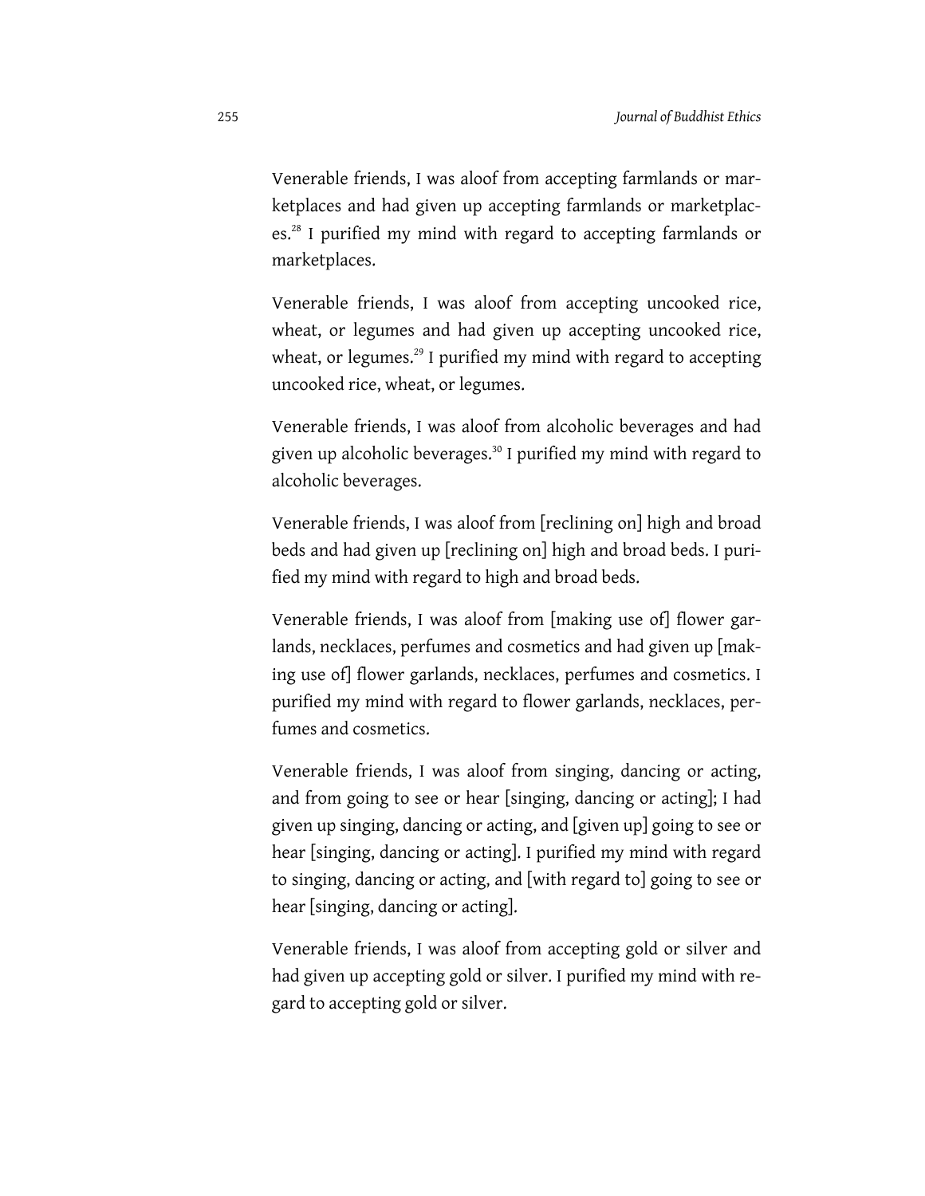Venerable friends, I was aloof from accepting farmlands or marketplaces and had given up accepting farmlands or marketplaces.[28] I purified my mind with regard to accepting farmlands or marketplaces.

Venerable friends, I was aloof from accepting uncooked rice, wheat, or legumes and had given up accepting uncooked rice, wheat, or legumes.[29] I purified my mind with regard to accepting uncooked rice, wheat, or legumes.

Venerable friends, I was aloof from alcoholic beverages and had given up alcoholic beverages.[30] I purified my mind with regard to alcoholic beverages.

Venerable friends, I was aloof from [reclining on] high and broad beds and had given up [reclining on] high and broad beds. I purified my mind with regard to high and broad beds.

Venerable friends, I was aloof from [making use of] flower garlands, necklaces, perfumes and cosmetics and had given up [making use of] flower garlands, necklaces, perfumes and cosmetics. I purified my mind with regard to flower garlands, necklaces, perfumes and cosmetics.

Venerable friends, I was aloof from singing, dancing or acting, and from going to see or hear [singing, dancing or acting]; I had given up singing, dancing or acting, and [given up] going to see or hear [singing, dancing or acting]. I purified my mind with regard to singing, dancing or acting, and [with regard to] going to see or hear [singing, dancing or acting].

Venerable friends, I was aloof from accepting gold or silver and had given up accepting gold or silver. I purified my mind with regard to accepting gold or silver.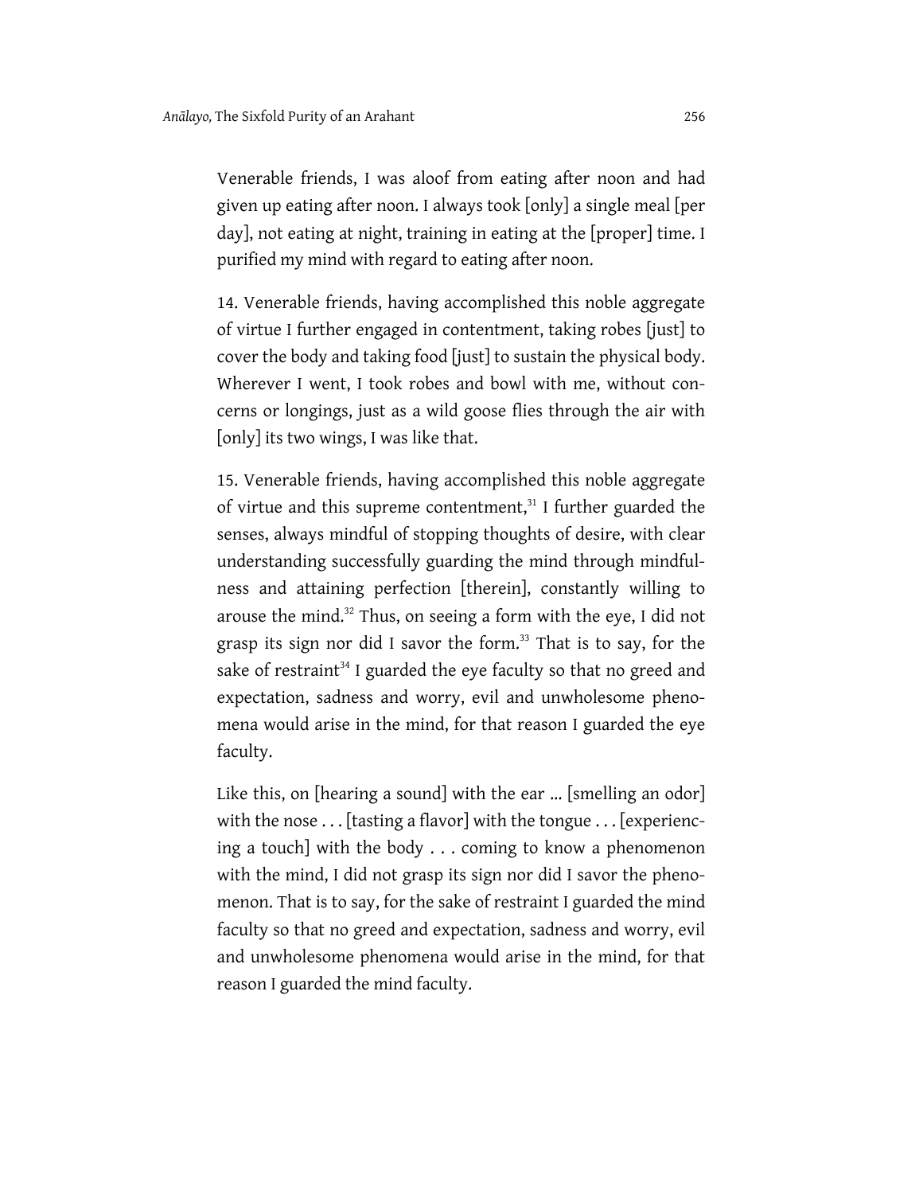Venerable friends, I was aloof from eating after noon and had given up eating after noon. I always took [only] a single meal [per day], not eating at night, training in eating at the [proper] time. I purified my mind with regard to eating after noon.

14. Venerable friends, having accomplished this noble aggregate of virtue I further engaged in contentment, taking robes [just] to cover the body and taking food [just] to sustain the physical body. Wherever I went, I took robes and bowl with me, without concerns or longings, just as a wild goose flies through the air with [only] its two wings, I was like that.

15. Venerable friends, having accomplished this noble aggregate of virtue and this supreme contentment,[31] I further guarded the senses, always mindful of stopping thoughts of desire, with clear understanding successfully guarding the mind through mindfulness and attaining perfection [therein], constantly willing to arouse the mind.[32] Thus, on seeing a form with the eye, I did not grasp its sign nor did I savor the form.[33] That is to say, for the sake of restraint[34] I guarded the eye faculty so that no greed and expectation, sadness and worry, evil and unwholesome phenomena would arise in the mind, for that reason I guarded the eye faculty.

Like this, on [hearing a sound] with the ear ... [smelling an odor] with the nose . . . [tasting a flavor] with the tongue . . . [experiencing a touch] with the body . . . coming to know a phenomenon with the mind, I did not grasp its sign nor did I savor the phenomenon. That is to say, for the sake of restraint I guarded the mind faculty so that no greed and expectation, sadness and worry, evil and unwholesome phenomena would arise in the mind, for that reason I guarded the mind faculty.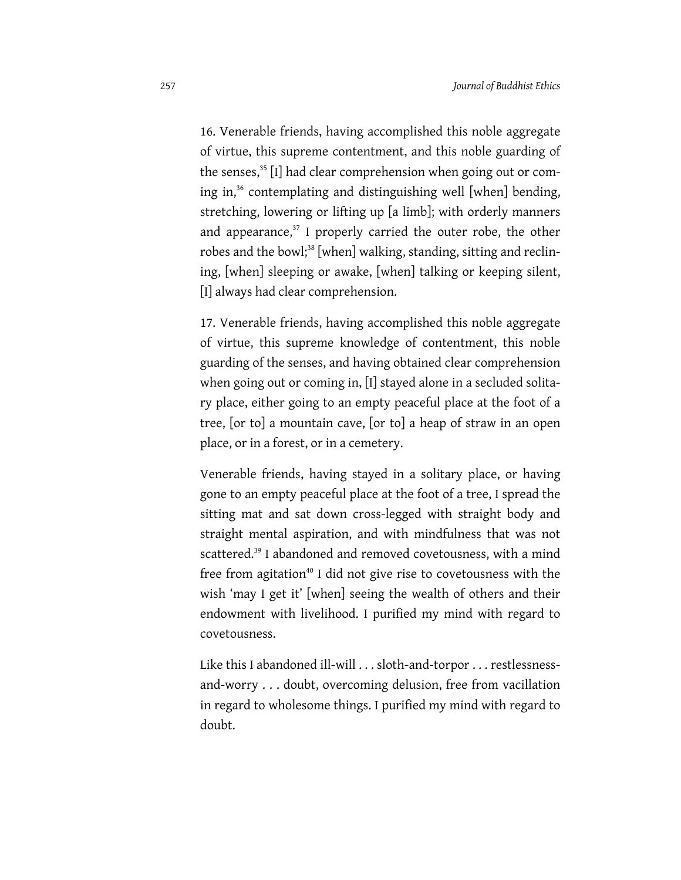16. Venerable friends, having accomplished this noble aggregate of virtue, this supreme contentment, and this noble guarding of the senses,[35] [I] had clear comprehension when going out or coming in,[36] contemplating and distinguishing well [when] bending, stretching, lowering or lifting up [a limb]; with orderly manners and appearance,[37] I properly carried the outer robe, the other robes and the bowl;[38] [when] walking, standing, sitting and reclining, [when] sleeping or awake, [when] talking or keeping silent, [I] always had clear comprehension.

17. Venerable friends, having accomplished this noble aggregate of virtue, this supreme knowledge of contentment, this noble guarding of the senses, and having obtained clear comprehension when going out or coming in, [I] stayed alone in a secluded solitary place, either going to an empty peaceful place at the foot of a tree, [or to] a mountain cave, [or to] a heap of straw in an open place, or in a forest, or in a cemetery.

Venerable friends, having stayed in a solitary place, or having gone to an empty peaceful place at the foot of a tree, I spread the sitting mat and sat down cross-legged with straight body and straight mental aspiration, and with mindfulness that was not scattered.[39] I abandoned and removed covetousness, with a mind free from agitation[40] I did not give rise to covetousness with the wish 'may I get it' [when] seeing the wealth of others and their endowment with livelihood. I purified my mind with regard to covetousness.

Like this I abandoned ill-will . . . sloth-and-torpor . . . restlessness-and-worry . . . doubt, overcoming delusion, free from vacillation in regard to wholesome things. I purified my mind with regard to doubt.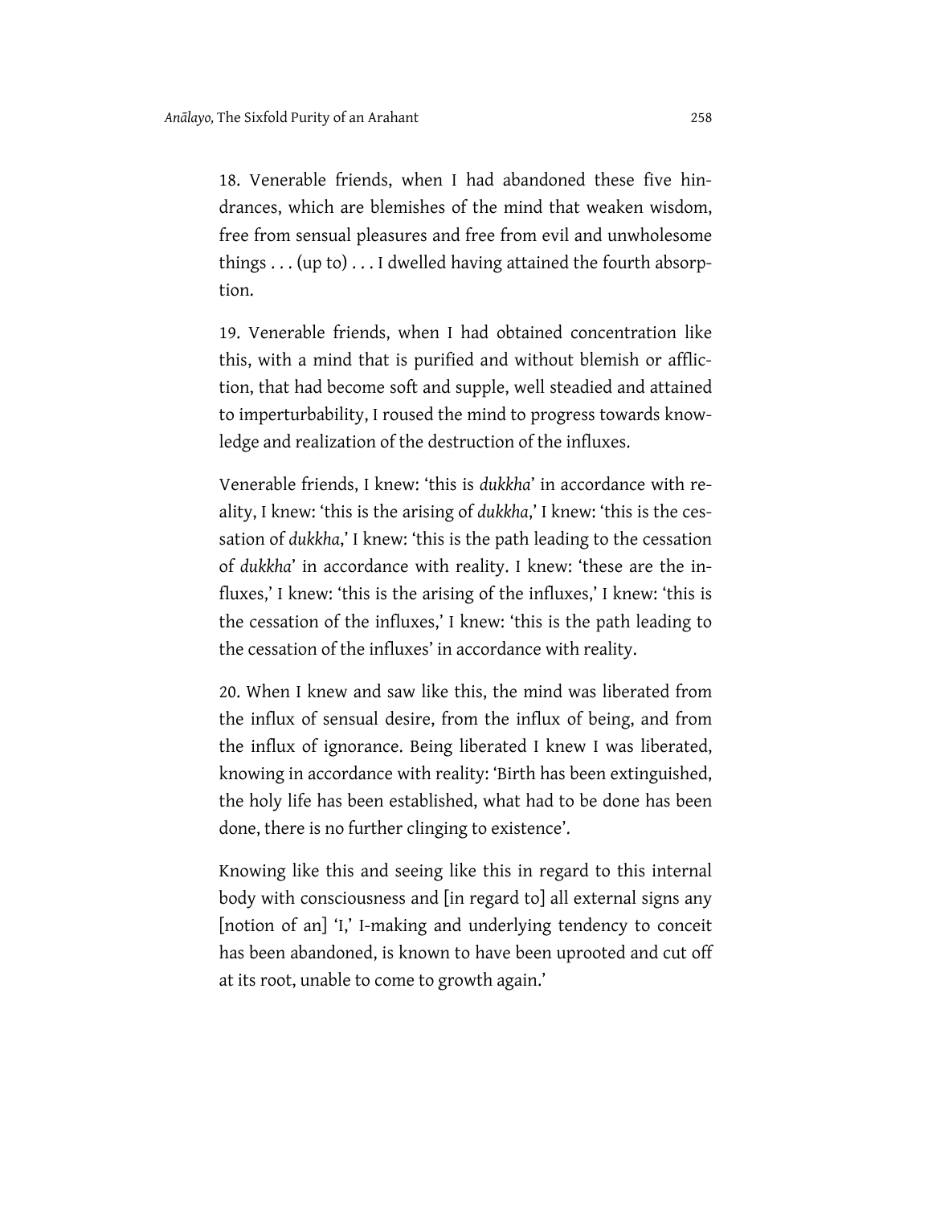18. Venerable friends, when I had abandoned these five hindrances, which are blemishes of the mind that weaken wisdom, free from sensual pleasures and free from evil and unwholesome things . . . (up to) . . . I dwelled having attained the fourth absorption.

19. Venerable friends, when I had obtained concentration like this, with a mind that is purified and without blemish or affliction, that had become soft and supple, well steadied and attained to imperturbability, I roused the mind to progress towards knowledge and realization of the destruction of the influxes.

Venerable friends, I knew: 'this is *dukkha*' in accordance with reality, I knew: 'this is the arising of *dukkha*,' I knew: 'this is the cessation of *dukkha*,' I knew: 'this is the path leading to the cessation of *dukkha*' in accordance with reality. I knew: 'these are the influxes,' I knew: 'this is the arising of the influxes,' I knew: 'this is the cessation of the influxes,' I knew: 'this is the path leading to the cessation of the influxes' in accordance with reality.

20. When I knew and saw like this, the mind was liberated from the influx of sensual desire, from the influx of being, and from the influx of ignorance. Being liberated I knew I was liberated, knowing in accordance with reality: 'Birth has been extinguished, the holy life has been established, what had to be done has been done, there is no further clinging to existence'.

Knowing like this and seeing like this in regard to this internal body with consciousness and [in regard to] all external signs any [notion of an] 'I,' I-making and underlying tendency to conceit has been abandoned, is known to have been uprooted and cut off at its root, unable to come to growth again.'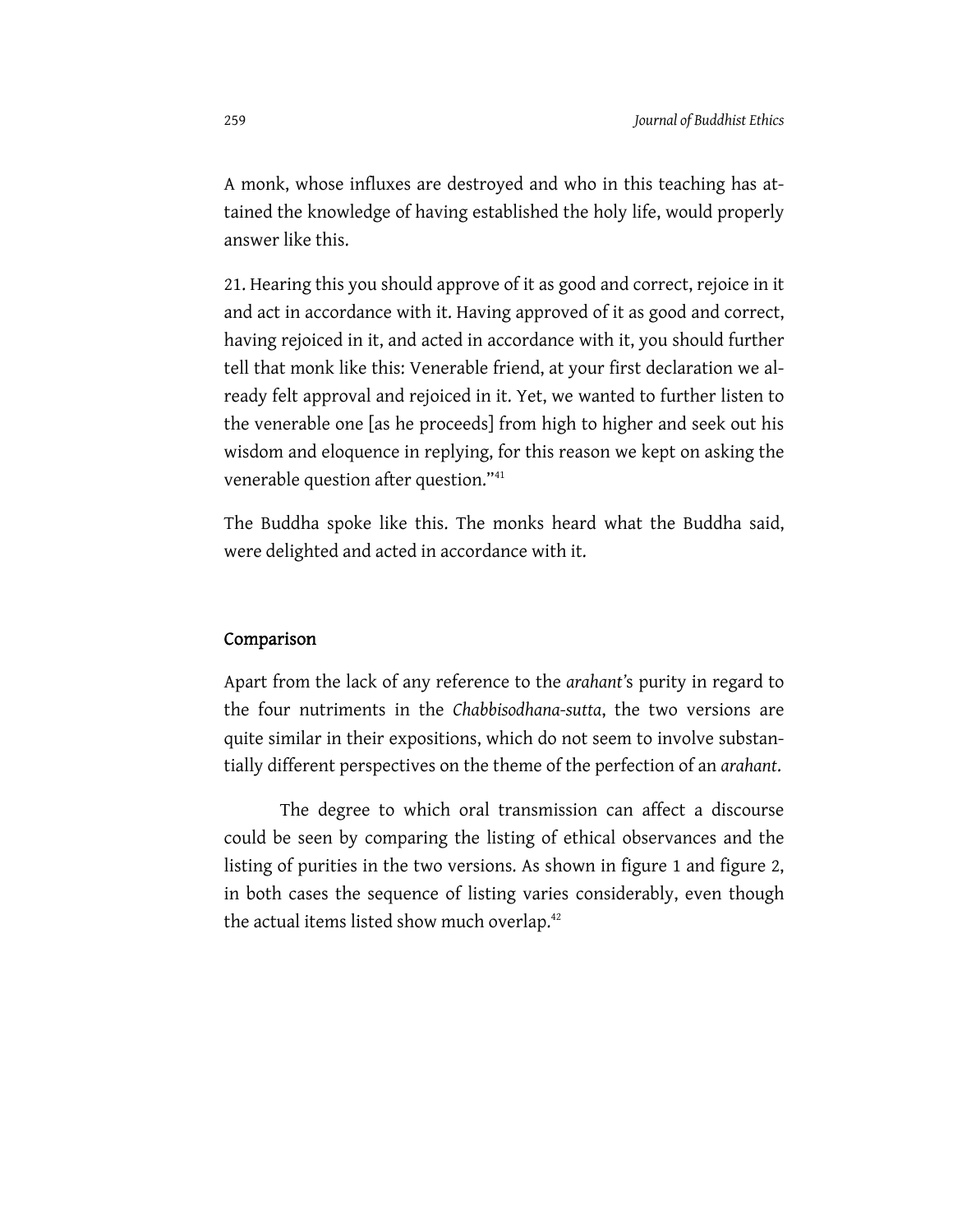A monk, whose influxes are destroyed and who in this teaching has attained the knowledge of having established the holy life, would properly answer like this.

21. Hearing this you should approve of it as good and correct, rejoice in it and act in accordance with it. Having approved of it as good and correct, having rejoiced in it, and acted in accordance with it, you should further tell that monk like this: Venerable friend, at your first declaration we already felt approval and rejoiced in it. Yet, we wanted to further listen to the venerable one [as he proceeds] from high to higher and seek out his wisdom and eloquence in replying, for this reason we kept on asking the venerable question after question."[41]

The Buddha spoke like this. The monks heard what the Buddha said, were delighted and acted in accordance with it.

## Comparison

Apart from the lack of any reference to the *arahant*'s purity in regard to the four nutriments in the *Chabbisodhana-sutta*, the two versions are quite similar in their expositions, which do not seem to involve substantially different perspectives on the theme of the perfection of an *arahant*.

The degree to which oral transmission can affect a discourse could be seen by comparing the listing of ethical observances and the listing of purities in the two versions. As shown in figure 1 and figure 2, in both cases the sequence of listing varies considerably, even though the actual items listed show much overlap.[42]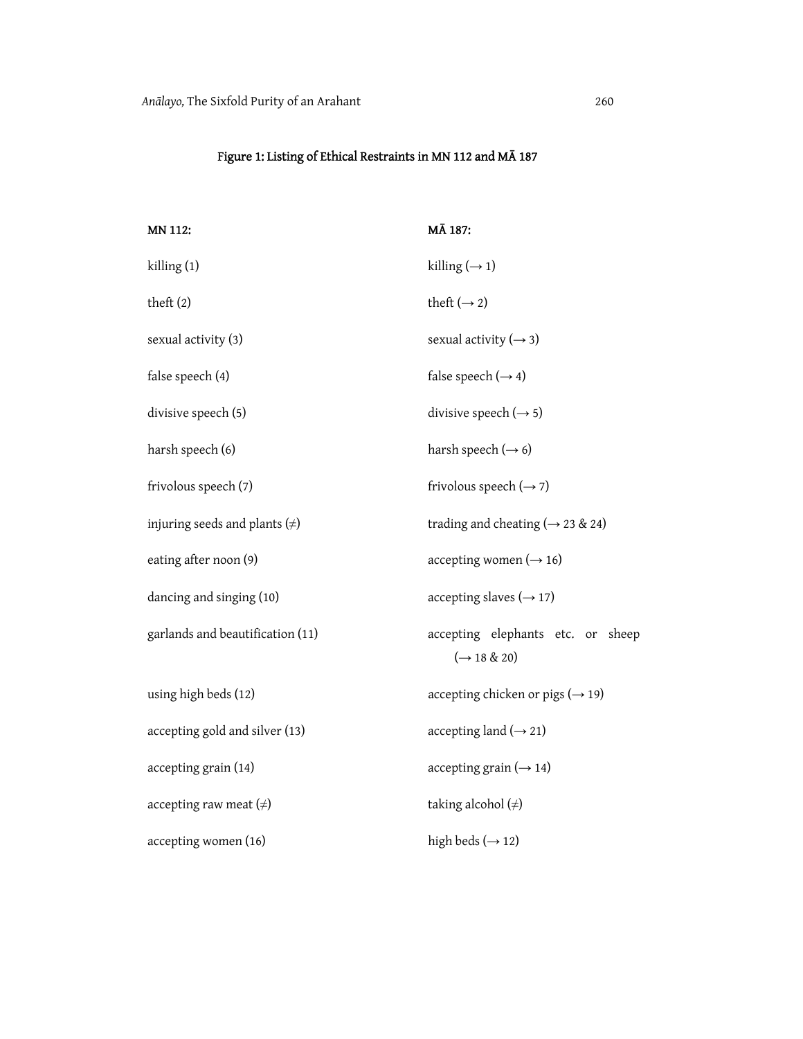## Figure 1: Listing of Ethical Restraints in MN 112 and MĀ 187

| **MN 112:** | **MĀ 187:** |
|---|---|
| killing (1) | killing (→ 1) |
| theft (2) | theft (→ 2) |
| sexual activity (3) | sexual activity (→ 3) |
| false speech (4) | false speech (→ 4) |
| divisive speech (5) | divisive speech (→ 5) |
| harsh speech (6) | harsh speech (→ 6) |
| frivolous speech (7) | frivolous speech (→ 7) |
| injuring seeds and plants (≠) | trading and cheating (→ 23 & 24) |
| eating after noon (9) | accepting women (→ 16) |
| dancing and singing (10) | accepting slaves (→ 17) |
| garlands and beautification (11) | accepting elephants etc. or sheep (→ 18 & 20) |
| using high beds (12) | accepting chicken or pigs (→ 19) |
| accepting gold and silver (13) | accepting land (→ 21) |
| accepting grain (14) | accepting grain (→ 14) |
| accepting raw meat (≠) | taking alcohol (≠) |
| accepting women (16) | high beds (→ 12) |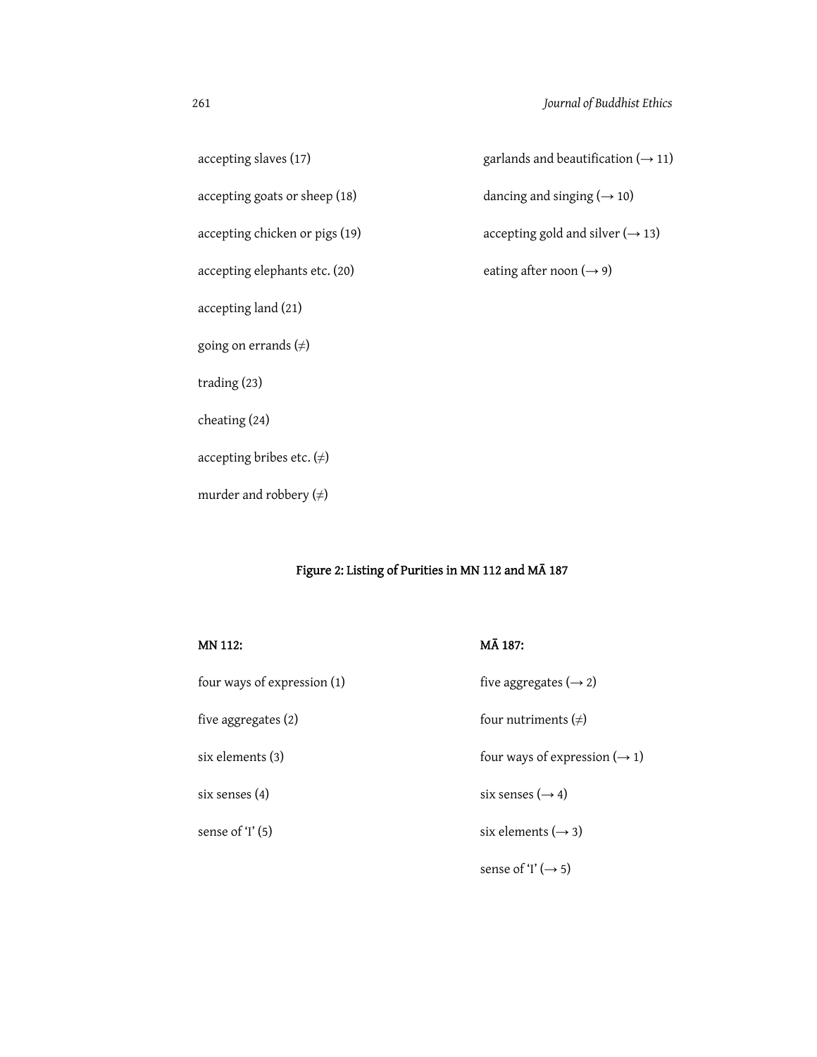accepting slaves (17)

accepting goats or sheep (18)

accepting chicken or pigs (19)

accepting elephants etc. (20)

accepting land (21)

going on errands (≠)

trading (23)

cheating (24)

accepting bribes etc. (≠)

murder and robbery (≠)

garlands and beautification (→ 11)

dancing and singing (→ 10)

accepting gold and silver (→ 13)

eating after noon (→ 9)

**Figure 2: Listing of Purities in MN 112 and MĀ 187**

**MN 112:**

four ways of expression (1)

five aggregates (2)

six elements (3)

six senses (4)

sense of 'I' (5)

**MĀ 187:**

five aggregates (→ 2)

four nutriments (≠)

four ways of expression (→ 1)

six senses (→ 4)

six elements (→ 3)

sense of 'I' (→ 5)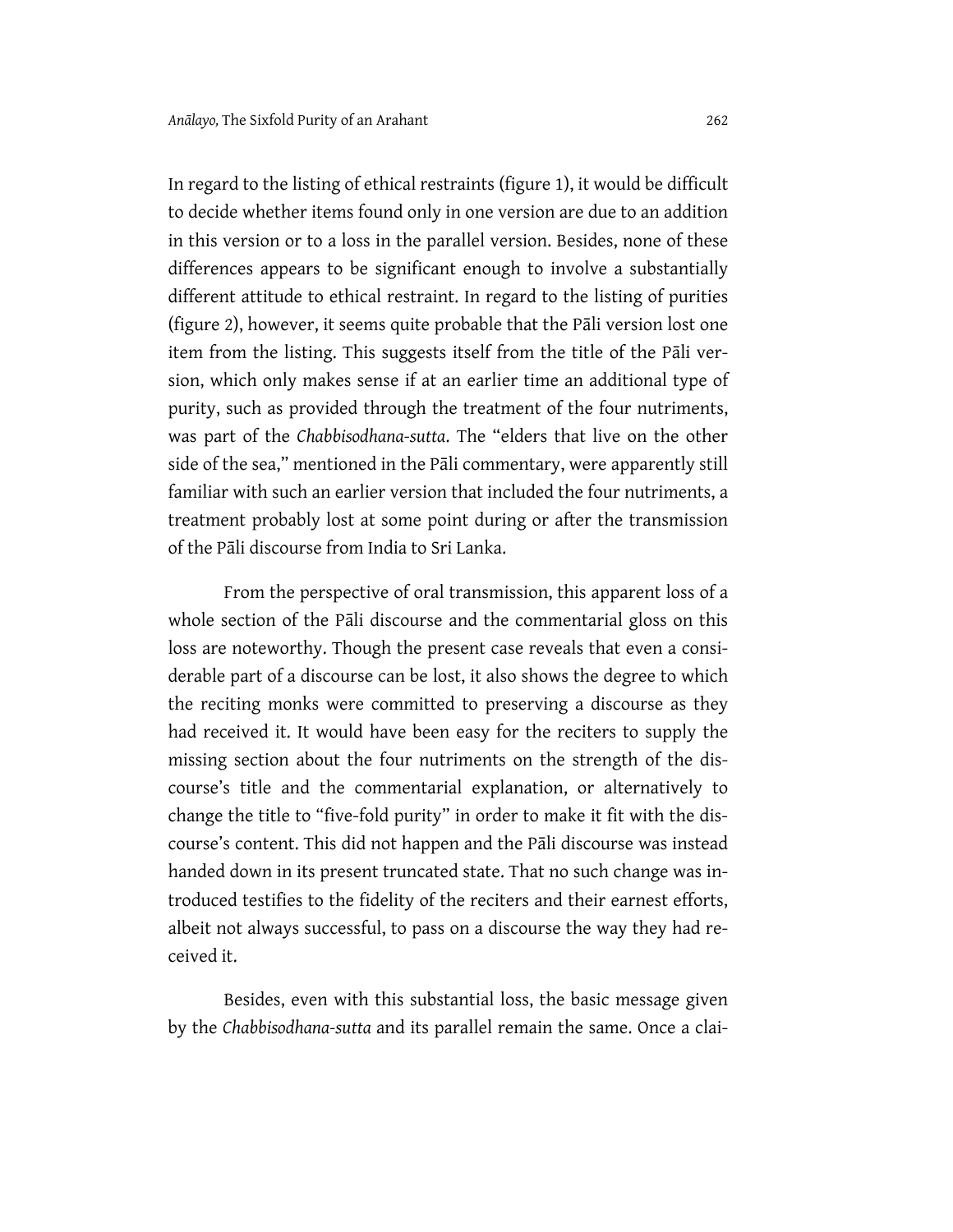In regard to the listing of ethical restraints (figure 1), it would be difficult to decide whether items found only in one version are due to an addition in this version or to a loss in the parallel version. Besides, none of these differences appears to be significant enough to involve a substantially different attitude to ethical restraint. In regard to the listing of purities (figure 2), however, it seems quite probable that the Pāli version lost one item from the listing. This suggests itself from the title of the Pāli version, which only makes sense if at an earlier time an additional type of purity, such as provided through the treatment of the four nutriments, was part of the *Chabbisodhana-sutta*. The "elders that live on the other side of the sea," mentioned in the Pāli commentary, were apparently still familiar with such an earlier version that included the four nutriments, a treatment probably lost at some point during or after the transmission of the Pāli discourse from India to Sri Lanka.

From the perspective of oral transmission, this apparent loss of a whole section of the Pāli discourse and the commentarial gloss on this loss are noteworthy. Though the present case reveals that even a considerable part of a discourse can be lost, it also shows the degree to which the reciting monks were committed to preserving a discourse as they had received it. It would have been easy for the reciters to supply the missing section about the four nutriments on the strength of the discourse's title and the commentarial explanation, or alternatively to change the title to "five-fold purity" in order to make it fit with the discourse's content. This did not happen and the Pāli discourse was instead handed down in its present truncated state. That no such change was introduced testifies to the fidelity of the reciters and their earnest efforts, albeit not always successful, to pass on a discourse the way they had received it.

Besides, even with this substantial loss, the basic message given by the *Chabbisodhana-sutta* and its parallel remain the same. Once a clai-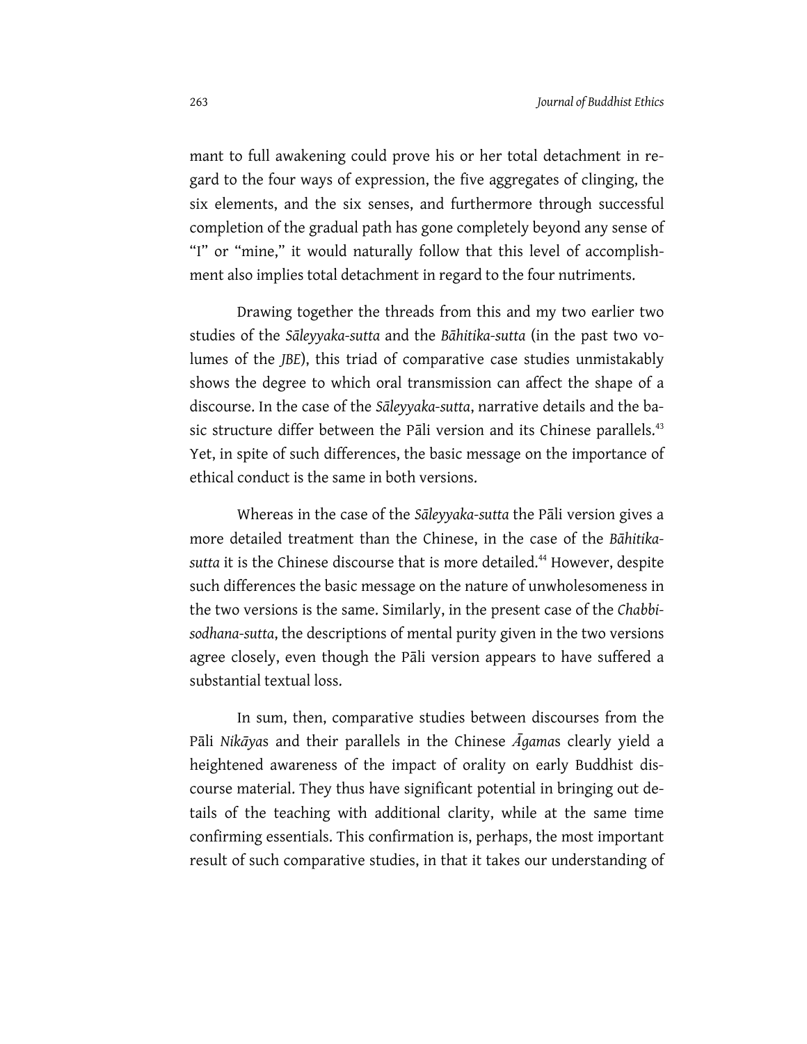mant to full awakening could prove his or her total detachment in regard to the four ways of expression, the five aggregates of clinging, the six elements, and the six senses, and furthermore through successful completion of the gradual path has gone completely beyond any sense of "I" or "mine," it would naturally follow that this level of accomplishment also implies total detachment in regard to the four nutriments.

Drawing together the threads from this and my two earlier two studies of the *Sāleyyaka-sutta* and the *Bāhitika-sutta* (in the past two volumes of the *JBE*), this triad of comparative case studies unmistakably shows the degree to which oral transmission can affect the shape of a discourse. In the case of the *Sāleyyaka-sutta*, narrative details and the basic structure differ between the Pāli version and its Chinese parallels.[43] Yet, in spite of such differences, the basic message on the importance of ethical conduct is the same in both versions.

Whereas in the case of the *Sāleyyaka-sutta* the Pāli version gives a more detailed treatment than the Chinese, in the case of the *Bāhitika-sutta* it is the Chinese discourse that is more detailed.[44] However, despite such differences the basic message on the nature of unwholesomeness in the two versions is the same. Similarly, in the present case of the *Chabbisodhana-sutta*, the descriptions of mental purity given in the two versions agree closely, even though the Pāli version appears to have suffered a substantial textual loss.

In sum, then, comparative studies between discourses from the Pāli *Nikāya*s and their parallels in the Chinese *Āgama*s clearly yield a heightened awareness of the impact of orality on early Buddhist discourse material. They thus have significant potential in bringing out details of the teaching with additional clarity, while at the same time confirming essentials. This confirmation is, perhaps, the most important result of such comparative studies, in that it takes our understanding of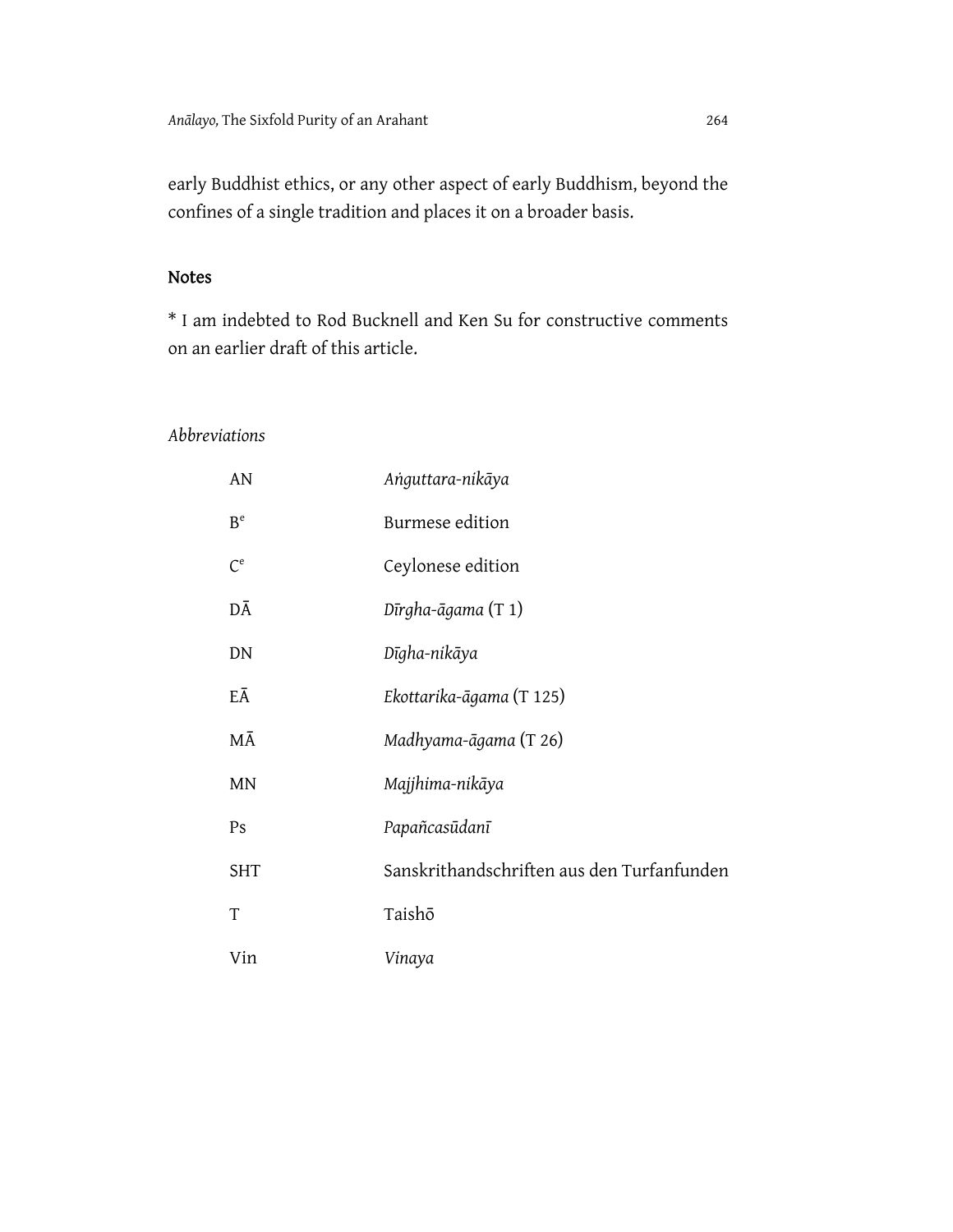early Buddhist ethics, or any other aspect of early Buddhism, beyond the confines of a single tradition and places it on a broader basis.

## Notes

* I am indebted to Rod Bucknell and Ken Su for constructive comments on an earlier draft of this article.

### *Abbreviations*

| | |
|---|---|
| AN | *Aṅguttara-nikāya* |
| B$^{e}$ | Burmese edition |
| C$^{e}$ | Ceylonese edition |
| DĀ | *Dīrgha-āgama* (T 1) |
| DN | *Dīgha-nikāya* |
| EĀ | *Ekottarika-āgama* (T 125) |
| MĀ | *Madhyama-āgama* (T 26) |
| MN | *Majjhima-nikāya* |
| Ps | *Papañcasūdanī* |
| SHT | Sanskrithandschriften aus den Turfanfunden |
| T | Taishō |
| Vin | *Vinaya* |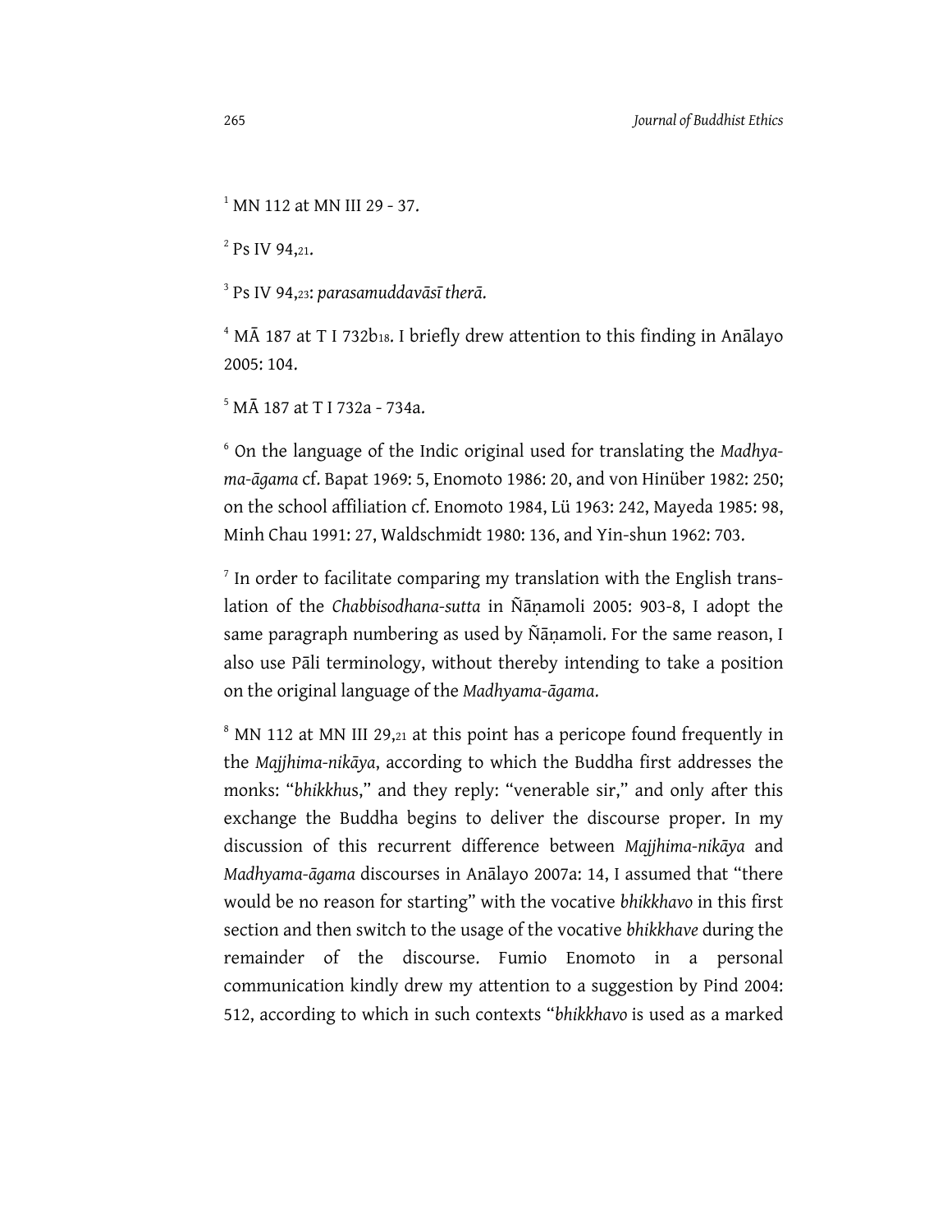[1] MN 112 at MN III 29 - 37.

[2] Ps IV 94,21.

[3] Ps IV 94,23: *parasamuddavāsī therā.*

[4] MĀ 187 at T I 732b18. I briefly drew attention to this finding in Anālayo 2005: 104.

[5] MĀ 187 at T I 732a - 734a.

[6] On the language of the Indic original used for translating the *Madhyama-āgama* cf. Bapat 1969: 5, Enomoto 1986: 20, and von Hinüber 1982: 250; on the school affiliation cf. Enomoto 1984, Lü 1963: 242, Mayeda 1985: 98, Minh Chau 1991: 27, Waldschmidt 1980: 136, and Yin-shun 1962: 703.

[7] In order to facilitate comparing my translation with the English translation of the *Chabbisodhana-sutta* in Ñāṇamoli 2005: 903-8, I adopt the same paragraph numbering as used by Ñāṇamoli. For the same reason, I also use Pāli terminology, without thereby intending to take a position on the original language of the *Madhyama-āgama.*

[8] MN 112 at MN III 29,21 at this point has a pericope found frequently in the *Majjhima-nikāya*, according to which the Buddha first addresses the monks: "*bhikkhu*s," and they reply: "venerable sir," and only after this exchange the Buddha begins to deliver the discourse proper. In my discussion of this recurrent difference between *Majjhima-nikāya* and *Madhyama-āgama* discourses in Anālayo 2007a: 14, I assumed that "there would be no reason for starting" with the vocative *bhikkhavo* in this first section and then switch to the usage of the vocative *bhikkhave* during the remainder of the discourse. Fumio Enomoto in a personal communication kindly drew my attention to a suggestion by Pind 2004: 512, according to which in such contexts "*bhikkhavo* is used as a marked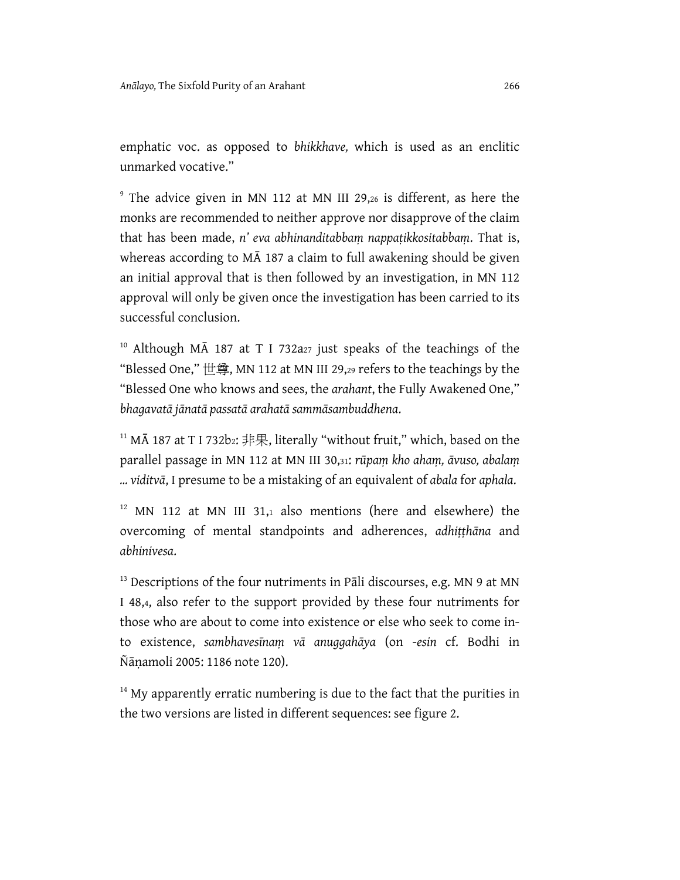emphatic voc. as opposed to *bhikkhave,* which is used as an enclitic unmarked vocative."

[9] The advice given in MN 112 at MN III 29,26 is different, as here the monks are recommended to neither approve nor disapprove of the claim that has been made, *n' eva abhinanditabbaṃ nappaṭikkositabbaṃ*. That is, whereas according to MĀ 187 a claim to full awakening should be given an initial approval that is then followed by an investigation, in MN 112 approval will only be given once the investigation has been carried to its successful conclusion.

[10] Although MĀ 187 at T I 732a27 just speaks of the teachings of the "Blessed One," 世尊, MN 112 at MN III 29,29 refers to the teachings by the "Blessed One who knows and sees, the *arahant*, the Fully Awakened One," *bhagavatā jānatā passatā arahatā sammāsambuddhena*.

[11] MĀ 187 at T I 732b2: 非果, literally "without fruit," which, based on the parallel passage in MN 112 at MN III 30,31: *rūpaṃ kho ahaṃ, āvuso, abalaṃ ... viditvā*, I presume to be a mistaking of an equivalent of *abala* for *aphala*.

[12] MN 112 at MN III 31,1 also mentions (here and elsewhere) the overcoming of mental standpoints and adherences, *adhiṭṭhāna* and *abhinivesa*.

[13] Descriptions of the four nutriments in Pāli discourses, e.g. MN 9 at MN I 48,4, also refer to the support provided by these four nutriments for those who are about to come into existence or else who seek to come into existence, *sambhavesīnaṃ vā anuggahāya* (on *-esin* cf. Bodhi in Ñāṇamoli 2005: 1186 note 120).

[14] My apparently erratic numbering is due to the fact that the purities in the two versions are listed in different sequences: see figure 2.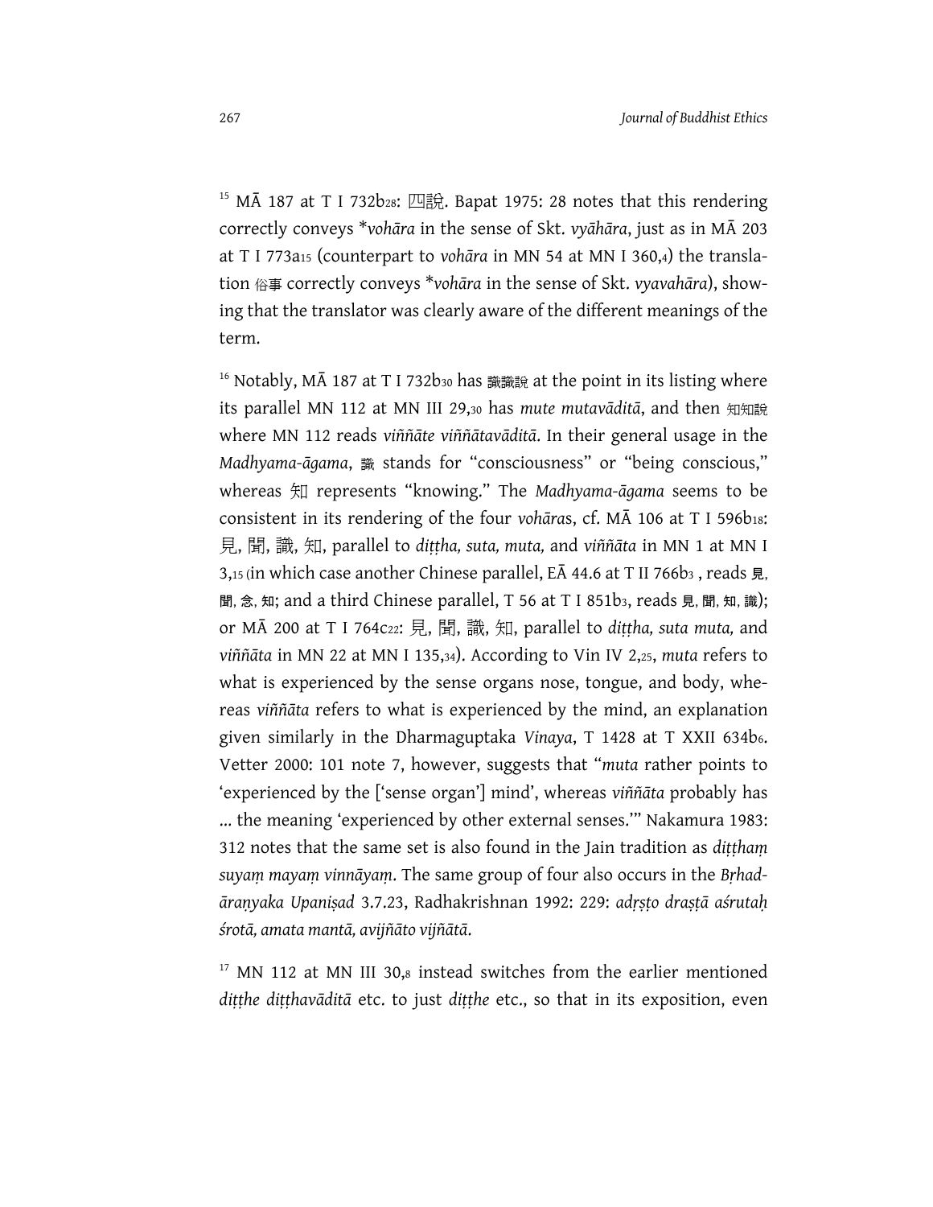[15] MĀ 187 at T I 732b28: 四說. Bapat 1975: 28 notes that this rendering correctly conveys *vohāra in the sense of Skt. *vyāhāra*, just as in MĀ 203 at T I 773a15 (counterpart to *vohāra* in MN 54 at MN I 360,4) the translation 俗事 correctly conveys **vohāra* in the sense of Skt. *vyavahāra*), showing that the translator was clearly aware of the different meanings of the term.

[16] Notably, MĀ 187 at T I 732b30 has 識識說 at the point in its listing where its parallel MN 112 at MN III 29,30 has *mute mutavāditā*, and then 知知說 where MN 112 reads *viññāte viññātavāditā*. In their general usage in the *Madhyama-āgama*, 識 stands for "consciousness" or "being conscious," whereas 知 represents "knowing." The *Madhyama-āgama* seems to be consistent in its rendering of the four *vohāra*s, cf. MĀ 106 at T I 596b18: 見, 聞, 識, 知, parallel to *diṭṭha, suta, muta,* and *viññāta* in MN 1 at MN I 3,15 (in which case another Chinese parallel, EĀ 44.6 at T II 766b3 , reads 見, 聞, 念, 知; and a third Chinese parallel, T 56 at T I 851b3, reads 見, 聞, 知, 識); or MĀ 200 at T I 764c22: 見, 聞, 識, 知, parallel to *diṭṭha, suta muta,* and *viññāta* in MN 22 at MN I 135,34). According to Vin IV 2,25, *muta* refers to what is experienced by the sense organs nose, tongue, and body, whereas *viññāta* refers to what is experienced by the mind, an explanation given similarly in the Dharmaguptaka *Vinaya*, T 1428 at T XXII 634b6. Vetter 2000: 101 note 7, however, suggests that "*muta* rather points to 'experienced by the ['sense organ'] mind', whereas *viññāta* probably has ... the meaning 'experienced by other external senses.'" Nakamura 1983: 312 notes that the same set is also found in the Jain tradition as *diṭṭhaṃ suyaṃ mayaṃ vinnāyaṃ*. The same group of four also occurs in the *Bṛhadāraṇyaka Upaniṣad* 3.7.23, Radhakrishnan 1992: 229: *adṛṣṭo draṣṭā aśrutaḥ śrotā, amata mantā, avijñāto vijñātā*.

[17] MN 112 at MN III 30,8 instead switches from the earlier mentioned *diṭṭhe diṭṭhavāditā* etc. to just *diṭṭhe* etc., so that in its exposition, even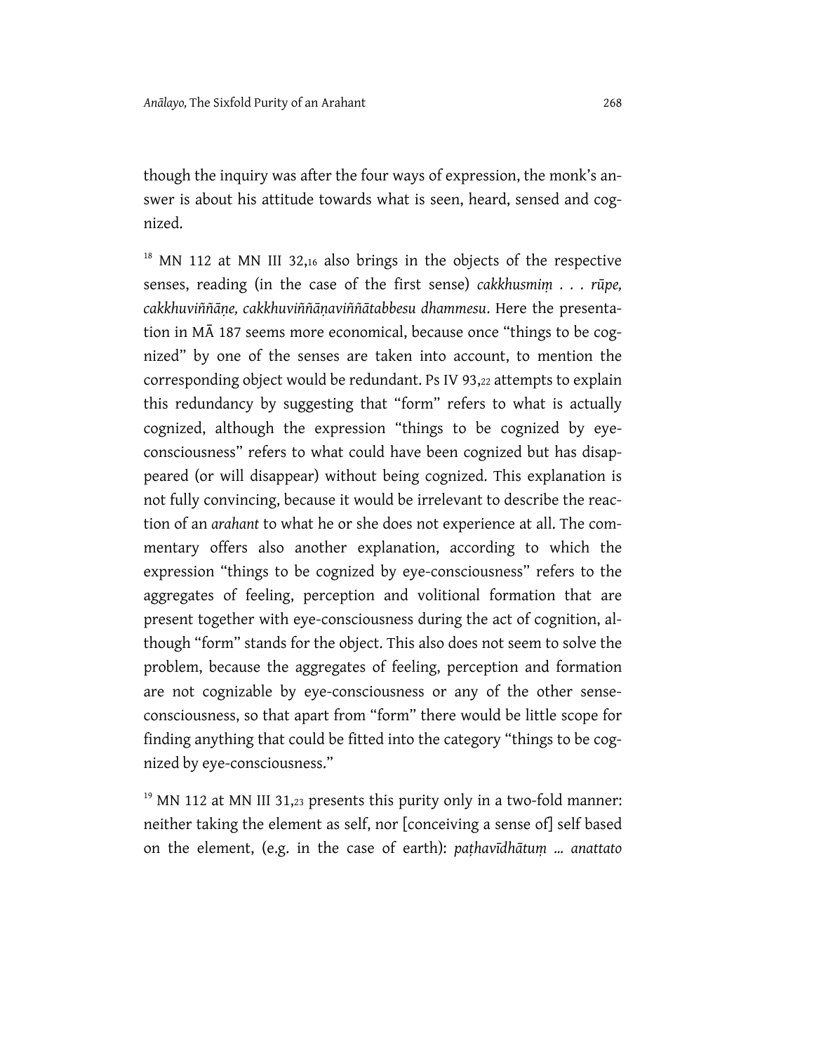though the inquiry was after the four ways of expression, the monk's answer is about his attitude towards what is seen, heard, sensed and cognized.

[18] MN 112 at MN III 32,16 also brings in the objects of the respective senses, reading (in the case of the first sense) *cakkhusmiṃ . . . rūpe, cakkhuviññāṇe, cakkhuviññāṇaviññātabbesu dhammesu*. Here the presentation in MĀ 187 seems more economical, because once "things to be cognized" by one of the senses are taken into account, to mention the corresponding object would be redundant. Ps IV 93,22 attempts to explain this redundancy by suggesting that "form" refers to what is actually cognized, although the expression "things to be cognized by eye-consciousness" refers to what could have been cognized but has disappeared (or will disappear) without being cognized. This explanation is not fully convincing, because it would be irrelevant to describe the reaction of an *arahant* to what he or she does not experience at all. The commentary offers also another explanation, according to which the expression "things to be cognized by eye-consciousness" refers to the aggregates of feeling, perception and volitional formation that are present together with eye-consciousness during the act of cognition, although "form" stands for the object. This also does not seem to solve the problem, because the aggregates of feeling, perception and formation are not cognizable by eye-consciousness or any of the other sense-consciousness, so that apart from "form" there would be little scope for finding anything that could be fitted into the category "things to be cognized by eye-consciousness."

[19] MN 112 at MN III 31,23 presents this purity only in a two-fold manner: neither taking the element as self, nor [conceiving a sense of] self based on the element, (e.g. in the case of earth): *paṭhavīdhātuṃ ... anattato*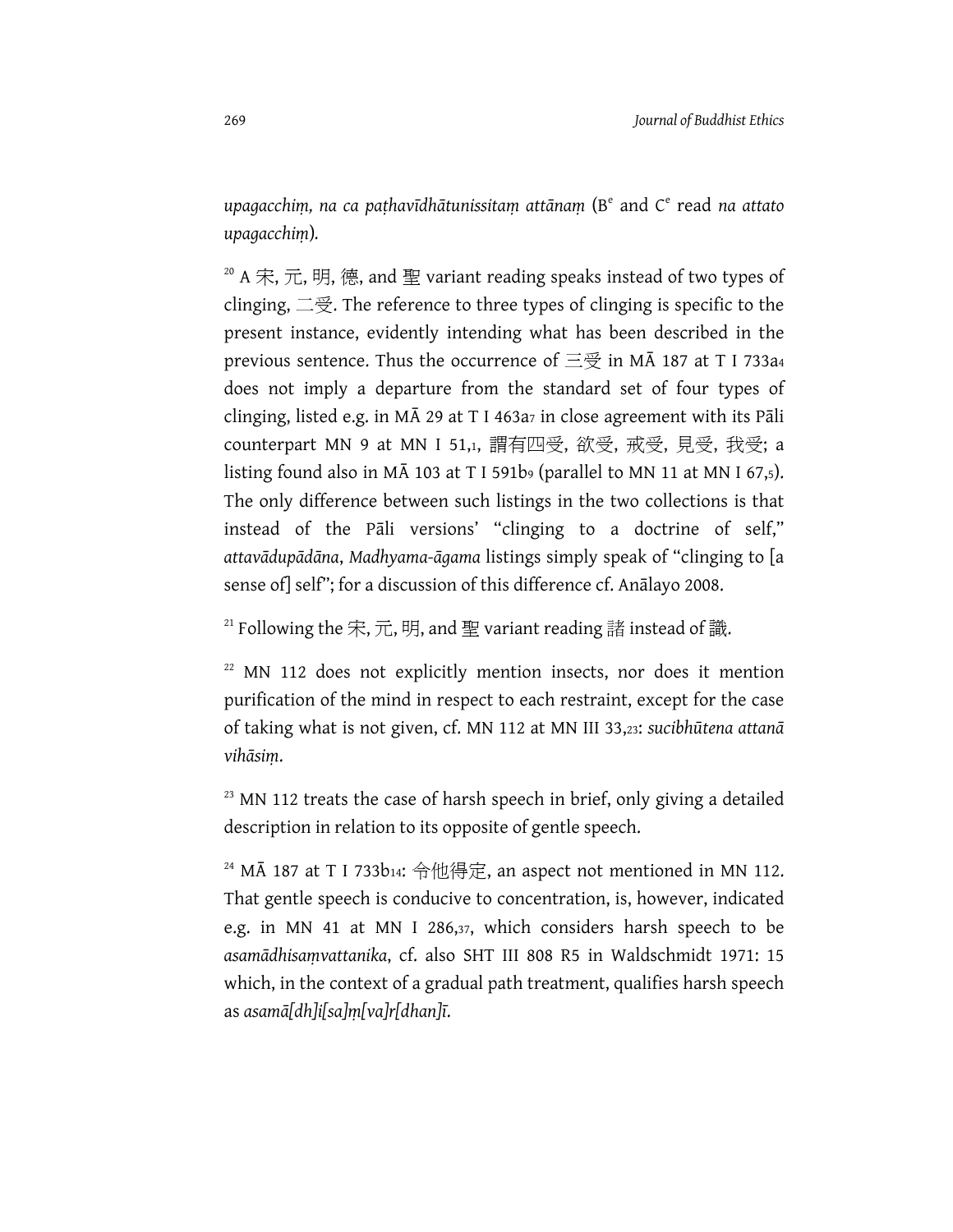*upagacchiṃ, na ca paṭhavīdhātunissitaṃ attānaṃ* (B[e] and C[e] read *na attato upagacchiṃ*).

[20] A 宋, 元, 明, 德, and 聖 variant reading speaks instead of two types of clinging, 二受. The reference to three types of clinging is specific to the present instance, evidently intending what has been described in the previous sentence. Thus the occurrence of 三受 in MĀ 187 at T I 733a4 does not imply a departure from the standard set of four types of clinging, listed e.g. in MĀ 29 at T I 463a7 in close agreement with its Pāli counterpart MN 9 at MN I 51,1, 謂有四受, 欲受, 戒受, 見受, 我受; a listing found also in MĀ 103 at T I 591b9 (parallel to MN 11 at MN I 67,5). The only difference between such listings in the two collections is that instead of the Pāli versions' "clinging to a doctrine of self," *attavādupādāna*, *Madhyama-āgama* listings simply speak of "clinging to [a sense of] self"; for a discussion of this difference cf. Anālayo 2008.

[21] Following the 宋, 元, 明, and 聖 variant reading 諸 instead of 識.

[22] MN 112 does not explicitly mention insects, nor does it mention purification of the mind in respect to each restraint, except for the case of taking what is not given, cf. MN 112 at MN III 33,23: *sucibhūtena attanā vihāsiṃ*.

[23] MN 112 treats the case of harsh speech in brief, only giving a detailed description in relation to its opposite of gentle speech.

[24] MĀ 187 at T I 733b14: 令他得定, an aspect not mentioned in MN 112. That gentle speech is conducive to concentration, is, however, indicated e.g. in MN 41 at MN I 286,37, which considers harsh speech to be *asamādhisaṃvattanika*, cf. also SHT III 808 R5 in Waldschmidt 1971: 15 which, in the context of a gradual path treatment, qualifies harsh speech as *asamā[dh]i[sa]ṃ[va]r[dhan]ī*.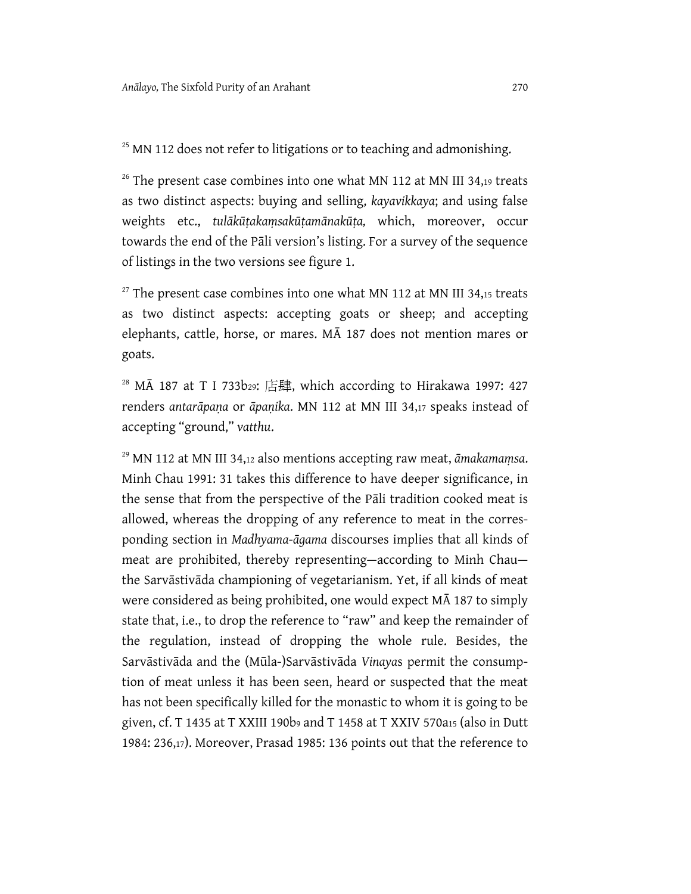[25] MN 112 does not refer to litigations or to teaching and admonishing.

[26] The present case combines into one what MN 112 at MN III 34,19 treats as two distinct aspects: buying and selling, *kayavikkaya*; and using false weights etc., *tulākūṭakaṃsakūṭamānakūṭa,* which, moreover, occur towards the end of the Pāli version's listing. For a survey of the sequence of listings in the two versions see figure 1.

[27] The present case combines into one what MN 112 at MN III 34,15 treats as two distinct aspects: accepting goats or sheep; and accepting elephants, cattle, horse, or mares. MĀ 187 does not mention mares or goats.

[28] MĀ 187 at T I 733b29: 店肆, which according to Hirakawa 1997: 427 renders *antarāpaṇa* or *āpaṇika*. MN 112 at MN III 34,17 speaks instead of accepting "ground," *vatthu*.

[29] MN 112 at MN III 34,12 also mentions accepting raw meat, *āmakamaṃsa*. Minh Chau 1991: 31 takes this difference to have deeper significance, in the sense that from the perspective of the Pāli tradition cooked meat is allowed, whereas the dropping of any reference to meat in the corresponding section in *Madhyama-āgama* discourses implies that all kinds of meat are prohibited, thereby representing—according to Minh Chau—the Sarvāstivāda championing of vegetarianism. Yet, if all kinds of meat were considered as being prohibited, one would expect MĀ 187 to simply state that, i.e., to drop the reference to "raw" and keep the remainder of the regulation, instead of dropping the whole rule. Besides, the Sarvāstivāda and the (Mūla-)Sarvāstivāda *Vinaya*s permit the consumption of meat unless it has been seen, heard or suspected that the meat has not been specifically killed for the monastic to whom it is going to be given, cf. T 1435 at T XXIII 190b9 and T 1458 at T XXIV 570a15 (also in Dutt 1984: 236,17). Moreover, Prasad 1985: 136 points out that the reference to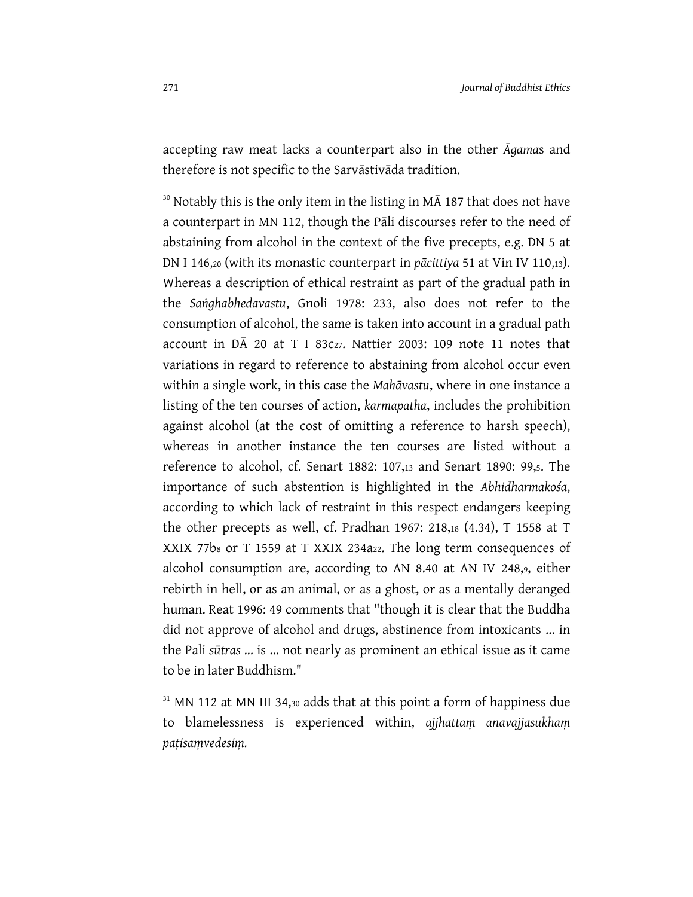accepting raw meat lacks a counterpart also in the other *Āgama*s and therefore is not specific to the Sarvāstivāda tradition.

[30] Notably this is the only item in the listing in MĀ 187 that does not have a counterpart in MN 112, though the Pāli discourses refer to the need of abstaining from alcohol in the context of the five precepts, e.g. DN 5 at DN I 146,20 (with its monastic counterpart in *pācittiya* 51 at Vin IV 110,13). Whereas a description of ethical restraint as part of the gradual path in the *Saṅghabhedavastu*, Gnoli 1978: 233, also does not refer to the consumption of alcohol, the same is taken into account in a gradual path account in DĀ 20 at T I 83c27. Nattier 2003: 109 note 11 notes that variations in regard to reference to abstaining from alcohol occur even within a single work, in this case the *Mahāvastu*, where in one instance a listing of the ten courses of action, *karmapatha*, includes the prohibition against alcohol (at the cost of omitting a reference to harsh speech), whereas in another instance the ten courses are listed without a reference to alcohol, cf. Senart 1882: 107,13 and Senart 1890: 99,5. The importance of such abstention is highlighted in the *Abhidharmakośa*, according to which lack of restraint in this respect endangers keeping the other precepts as well, cf. Pradhan 1967: 218,18 (4.34), T 1558 at T XXIX 77b8 or T 1559 at T XXIX 234a22. The long term consequences of alcohol consumption are, according to AN 8.40 at AN IV 248,9, either rebirth in hell, or as an animal, or as a ghost, or as a mentally deranged human. Reat 1996: 49 comments that "though it is clear that the Buddha did not approve of alcohol and drugs, abstinence from intoxicants ... in the Pali *sūtras* ... is ... not nearly as prominent an ethical issue as it came to be in later Buddhism."

[31] MN 112 at MN III 34,30 adds that at this point a form of happiness due to blamelessness is experienced within, *ajjhattaṃ anavajjasukhaṃ paṭisaṃvedesiṃ*.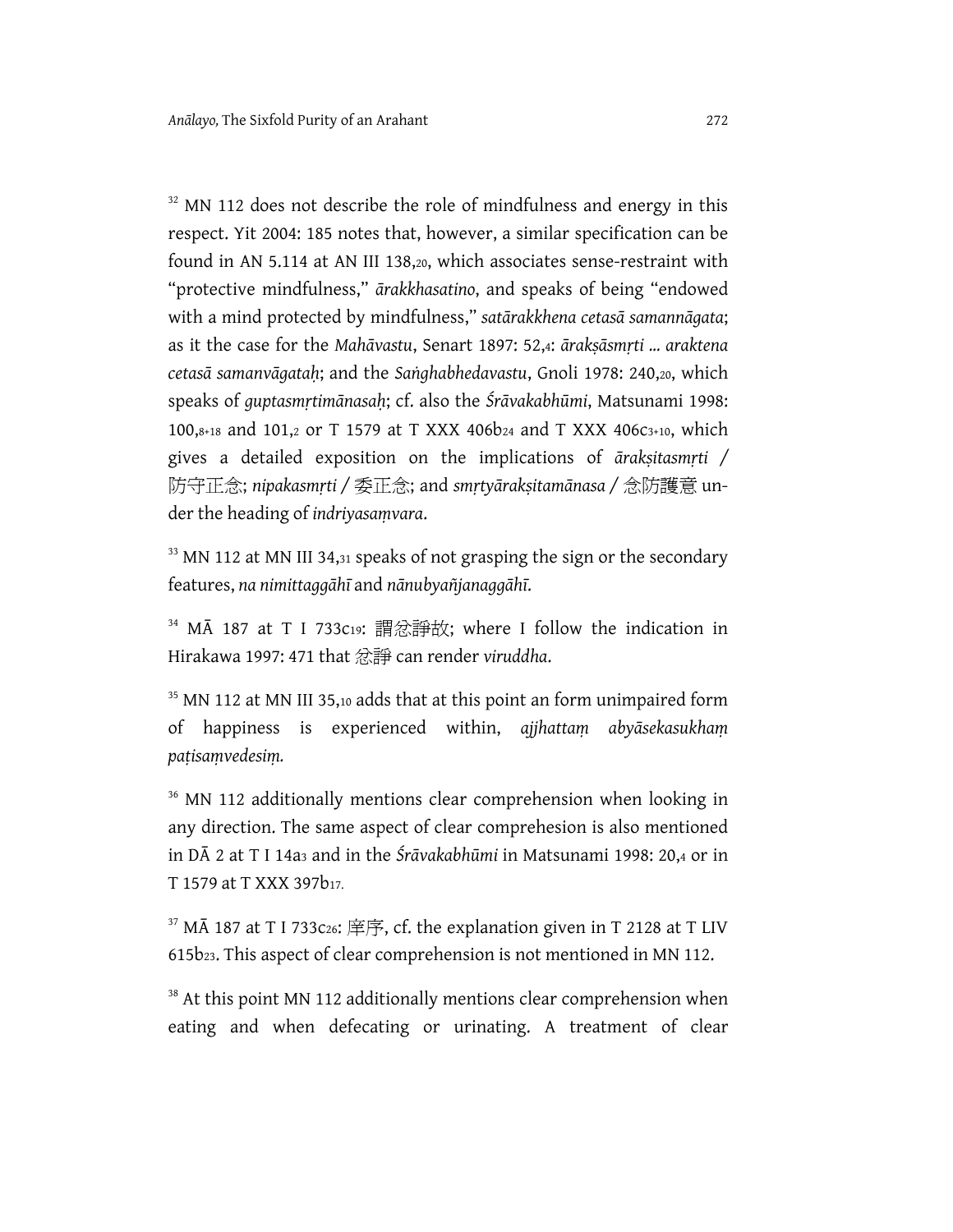[32] MN 112 does not describe the role of mindfulness and energy in this respect. Yit 2004: 185 notes that, however, a similar specification can be found in AN 5.114 at AN III 138,20, which associates sense-restraint with "protective mindfulness," *ārakkhasatino*, and speaks of being "endowed with a mind protected by mindfulness," *satārakkhena cetasā samannāgata*; as it the case for the *Mahāvastu*, Senart 1897: 52,4: *ārakṣāsmṛti ... araktena cetasā samanvāgataḥ*; and the *Saṅghabhedavastu*, Gnoli 1978: 240,20, which speaks of *guptasmṛtimānasaḥ*; cf. also the *Śrāvakabhūmi*, Matsunami 1998: 100,8+18 and 101,2 or T 1579 at T XXX 406b24 and T XXX 406c3+10, which gives a detailed exposition on the implications of *ārakṣitasmṛti* / 防守正念; *nipakasmṛti* / 委正念; and *smṛtyārakṣitamānasa* / 念防護意 under the heading of *indriyasaṃvara*.

[33] MN 112 at MN III 34,31 speaks of not grasping the sign or the secondary features, *na nimittaggāhī* and *nānubyañjanaggāhī*.

[34] MĀ 187 at T I 733c19: 謂忿諍故; where I follow the indication in Hirakawa 1997: 471 that 忿諍 can render *viruddha*.

[35] MN 112 at MN III 35,10 adds that at this point an form unimpaired form of happiness is experienced within, *ajjhattaṃ abyāsekasukhaṃ paṭisaṃvedesiṃ.*

[36] MN 112 additionally mentions clear comprehension when looking in any direction. The same aspect of clear comprehesion is also mentioned in DĀ 2 at T I 14a3 and in the *Śrāvakabhūmi* in Matsunami 1998: 20,4 or in T 1579 at T XXX 397b17.

[37] MĀ 187 at T I 733c26: 庠序, cf. the explanation given in T 2128 at T LIV 615b23. This aspect of clear comprehension is not mentioned in MN 112.

[38] At this point MN 112 additionally mentions clear comprehension when eating and when defecating or urinating. A treatment of clear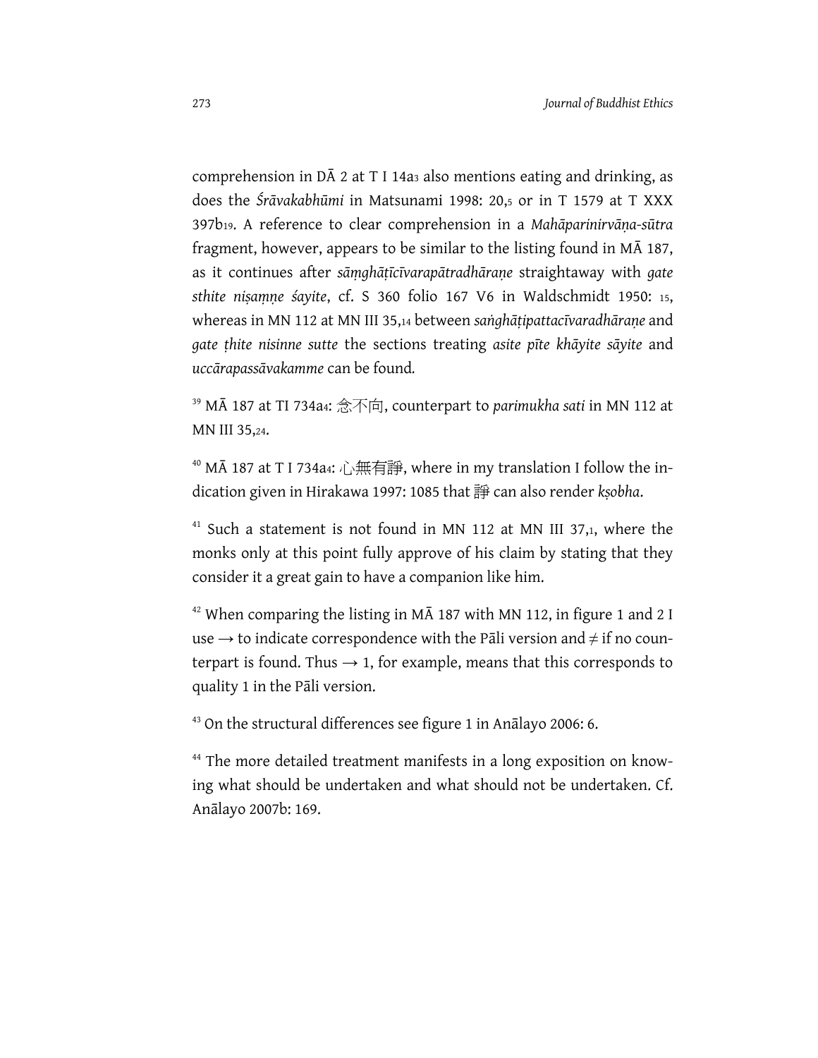comprehension in DĀ 2 at T I 14a3 also mentions eating and drinking, as does the *Śrāvakabhūmi* in Matsunami 1998: 20,5 or in T 1579 at T XXX 397b19. A reference to clear comprehension in a *Mahāparinirvāṇa-sūtra* fragment, however, appears to be similar to the listing found in MĀ 187, as it continues after *sāṃghāṭīcīvarapātradhāraṇe* straightaway with *gate sthite niṣaṃṇe śayite*, cf. S 360 folio 167 V6 in Waldschmidt 1950: 15, whereas in MN 112 at MN III 35,14 between *saṅghāṭipattacīvaradhāraṇe* and *gate ṭhite nisinne sutte* the sections treating *asite pīte khāyite sāyite* and *uccārapassāvakamme* can be found.

[39] MĀ 187 at TI 734a4: 念不向, counterpart to *parimukha sati* in MN 112 at MN III 35,24.

[40] MĀ 187 at T I 734a4: 心無有諍, where in my translation I follow the indication given in Hirakawa 1997: 1085 that 諍 can also render *kṣobha*.

[41] Such a statement is not found in MN 112 at MN III 37,1, where the monks only at this point fully approve of his claim by stating that they consider it a great gain to have a companion like him.

[42] When comparing the listing in MĀ 187 with MN 112, in figure 1 and 2 I use → to indicate correspondence with the Pāli version and ≠ if no counterpart is found. Thus → 1, for example, means that this corresponds to quality 1 in the Pāli version.

[43] On the structural differences see figure 1 in Anālayo 2006: 6.

[44] The more detailed treatment manifests in a long exposition on knowing what should be undertaken and what should not be undertaken. Cf. Anālayo 2007b: 169.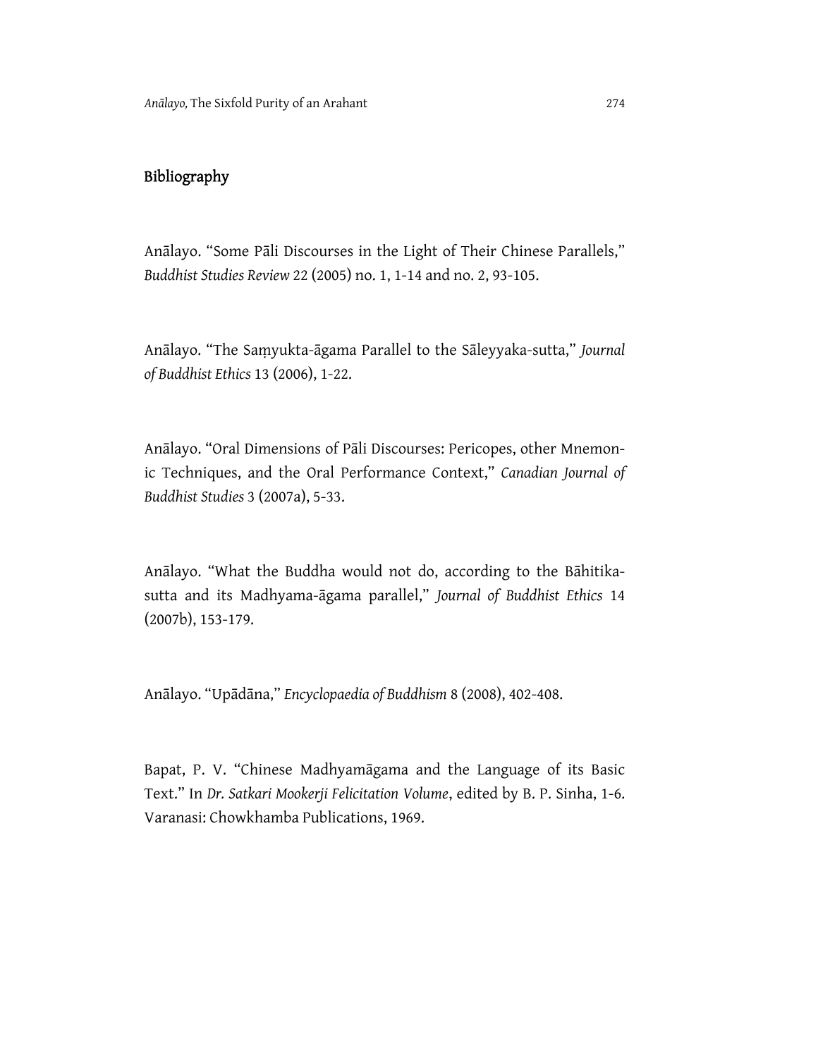## Bibliography

Anālayo. "Some Pāli Discourses in the Light of Their Chinese Parallels," *Buddhist Studies Review* 22 (2005) no. 1, 1-14 and no. 2, 93-105.

Anālayo. "The Saṃyukta-āgama Parallel to the Sāleyyaka-sutta," *Journal of Buddhist Ethics* 13 (2006), 1-22.

Anālayo. "Oral Dimensions of Pāli Discourses: Pericopes, other Mnemonic Techniques, and the Oral Performance Context," *Canadian Journal of Buddhist Studies* 3 (2007a), 5-33.

Anālayo. "What the Buddha would not do, according to the Bāhitika-sutta and its Madhyama-āgama parallel," *Journal of Buddhist Ethics* 14 (2007b), 153-179.

Anālayo. "Upādāna," *Encyclopaedia of Buddhism* 8 (2008), 402-408.

Bapat, P. V. "Chinese Madhyamāgama and the Language of its Basic Text." In *Dr. Satkari Mookerji Felicitation Volume*, edited by B. P. Sinha, 1-6. Varanasi: Chowkhamba Publications, 1969.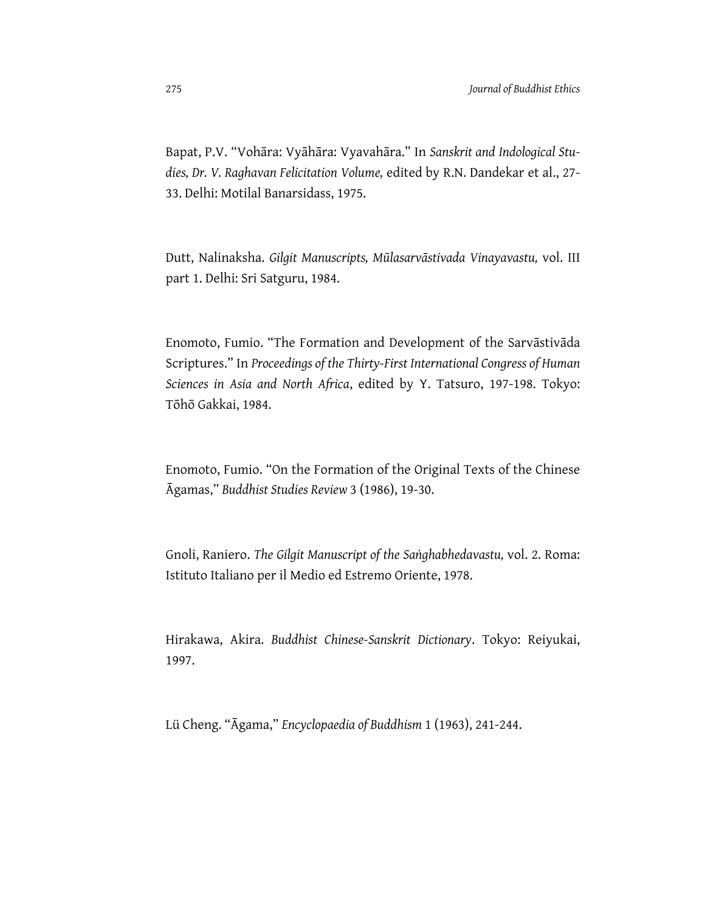Bapat, P.V. "Vohāra: Vyāhāra: Vyavahāra." In *Sanskrit and Indological Studies, Dr. V. Raghavan Felicitation Volume,* edited by R.N. Dandekar et al., 27-33. Delhi: Motilal Banarsidass, 1975.

Dutt, Nalinaksha. *Gilgit Manuscripts, Mūlasarvāstivada Vinayavastu,* vol. III part 1. Delhi: Sri Satguru, 1984.

Enomoto, Fumio. "The Formation and Development of the Sarvāstivāda Scriptures." In *Proceedings of the Thirty-First International Congress of Human Sciences in Asia and North Africa*, edited by Y. Tatsuro, 197-198. Tokyo: Tōhō Gakkai, 1984.

Enomoto, Fumio. "On the Formation of the Original Texts of the Chinese Āgamas," *Buddhist Studies Review* 3 (1986), 19-30.

Gnoli, Raniero. *The Gilgit Manuscript of the Saṅghabhedavastu,* vol. 2. Roma: Istituto Italiano per il Medio ed Estremo Oriente, 1978.

Hirakawa, Akira. *Buddhist Chinese-Sanskrit Dictionary*. Tokyo: Reiyukai, 1997.

Lü Cheng. "Āgama," *Encyclopaedia of Buddhism* 1 (1963), 241-244.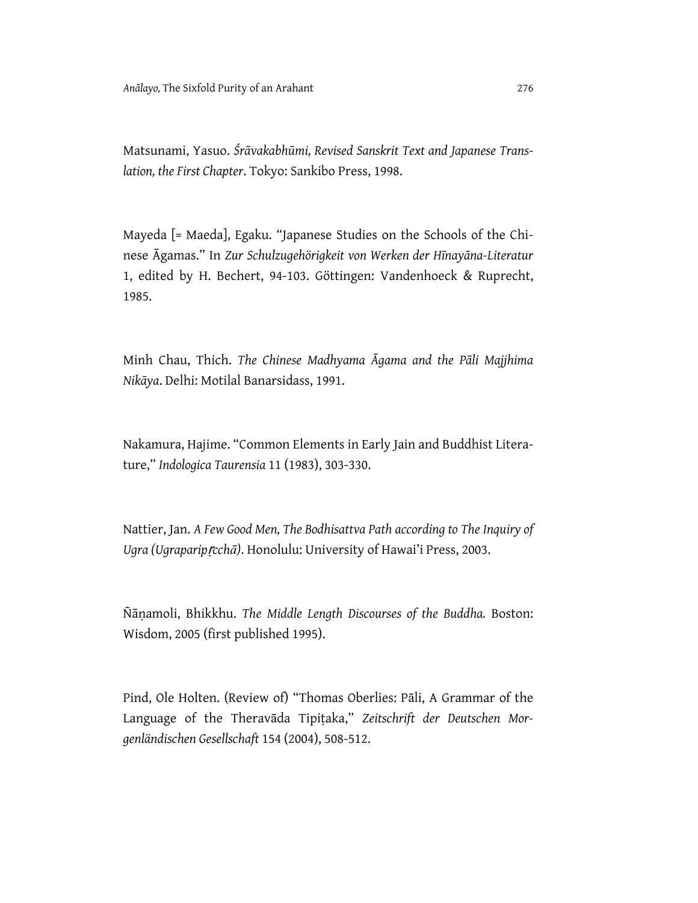Matsunami, Yasuo. *Śrāvakabhūmi, Revised Sanskrit Text and Japanese Translation, the First Chapter*. Tokyo: Sankibo Press, 1998.

Mayeda [= Maeda], Egaku. "Japanese Studies on the Schools of the Chinese Āgamas." In *Zur Schulzugehörigkeit von Werken der Hīnayāna-Literatur* 1, edited by H. Bechert, 94-103. Göttingen: Vandenhoeck & Ruprecht, 1985.

Minh Chau, Thich. *The Chinese Madhyama Āgama and the Pāli Majjhima Nikāya*. Delhi: Motilal Banarsidass, 1991.

Nakamura, Hajime. "Common Elements in Early Jain and Buddhist Literature," *Indologica Taurensia* 11 (1983), 303-330.

Nattier, Jan. *A Few Good Men, The Bodhisattva Path according to The Inquiry of Ugra (Ugraparipṛcchā)*. Honolulu: University of Hawai'i Press, 2003.

Ñāṇamoli, Bhikkhu. *The Middle Length Discourses of the Buddha.* Boston: Wisdom, 2005 (first published 1995).

Pind, Ole Holten. (Review of) "Thomas Oberlies: Pāli, A Grammar of the Language of the Theravāda Tipiṭaka," *Zeitschrift der Deutschen Morgenländischen Gesellschaft* 154 (2004), 508-512.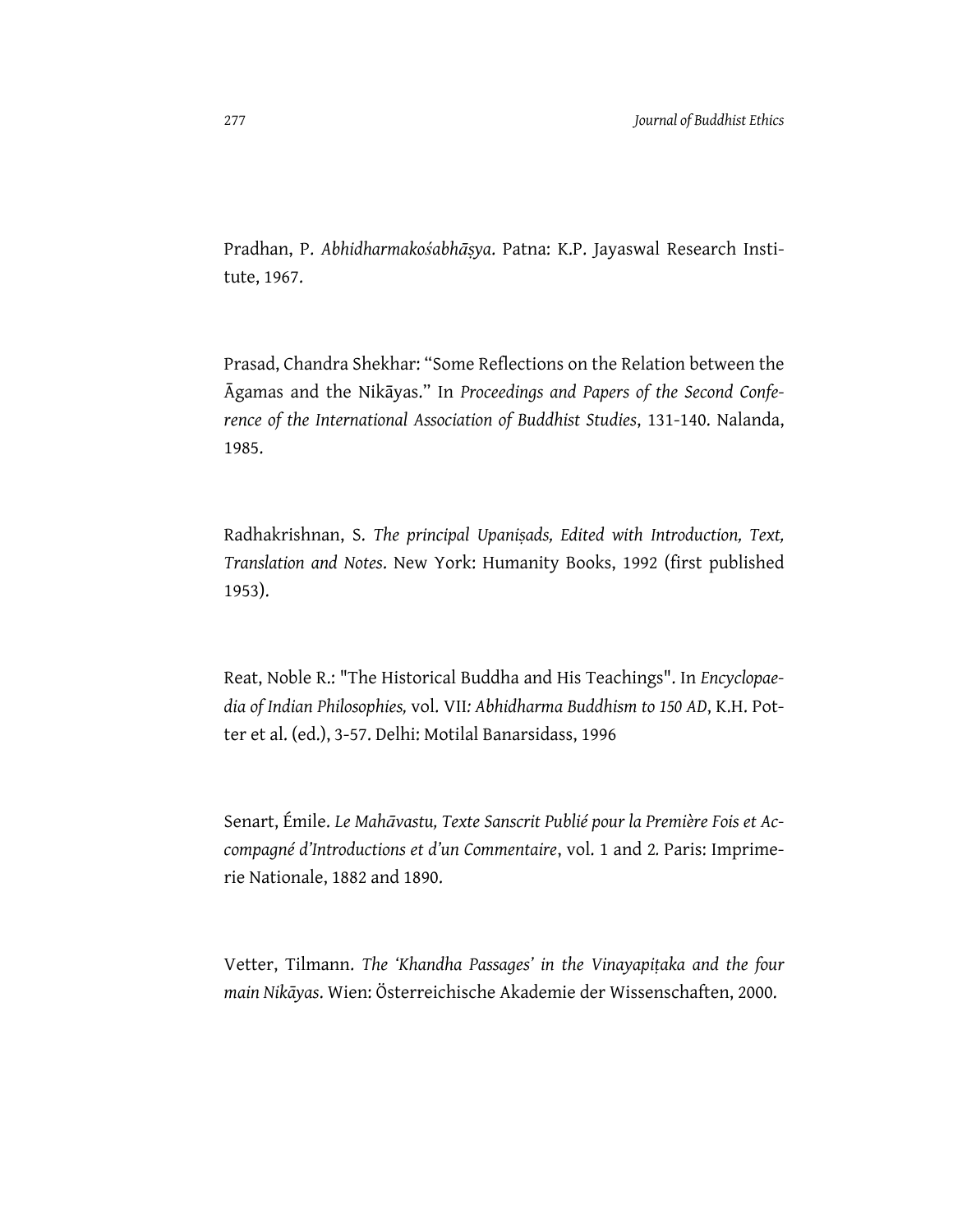Pradhan, P. *Abhidharmakośabhāṣya*. Patna: K.P. Jayaswal Research Institute, 1967.

Prasad, Chandra Shekhar: "Some Reflections on the Relation between the Āgamas and the Nikāyas." In *Proceedings and Papers of the Second Conference of the International Association of Buddhist Studies*, 131-140. Nalanda, 1985.

Radhakrishnan, S. *The principal Upaniṣads, Edited with Introduction, Text, Translation and Notes*. New York: Humanity Books, 1992 (first published 1953).

Reat, Noble R.: "The Historical Buddha and His Teachings". In *Encyclopaedia of Indian Philosophies,* vol. VII*: Abhidharma Buddhism to 150 AD*, K.H. Potter et al. (ed.), 3-57. Delhi: Motilal Banarsidass, 1996

Senart, Émile. *Le Mahāvastu, Texte Sanscrit Publié pour la Première Fois et Accompagné d'Introductions et d'un Commentaire*, vol. 1 and 2. Paris: Imprimerie Nationale, 1882 and 1890.

Vetter, Tilmann. *The 'Khandha Passages' in the Vinayapiṭaka and the four main Nikāyas*. Wien: Österreichische Akademie der Wissenschaften, 2000.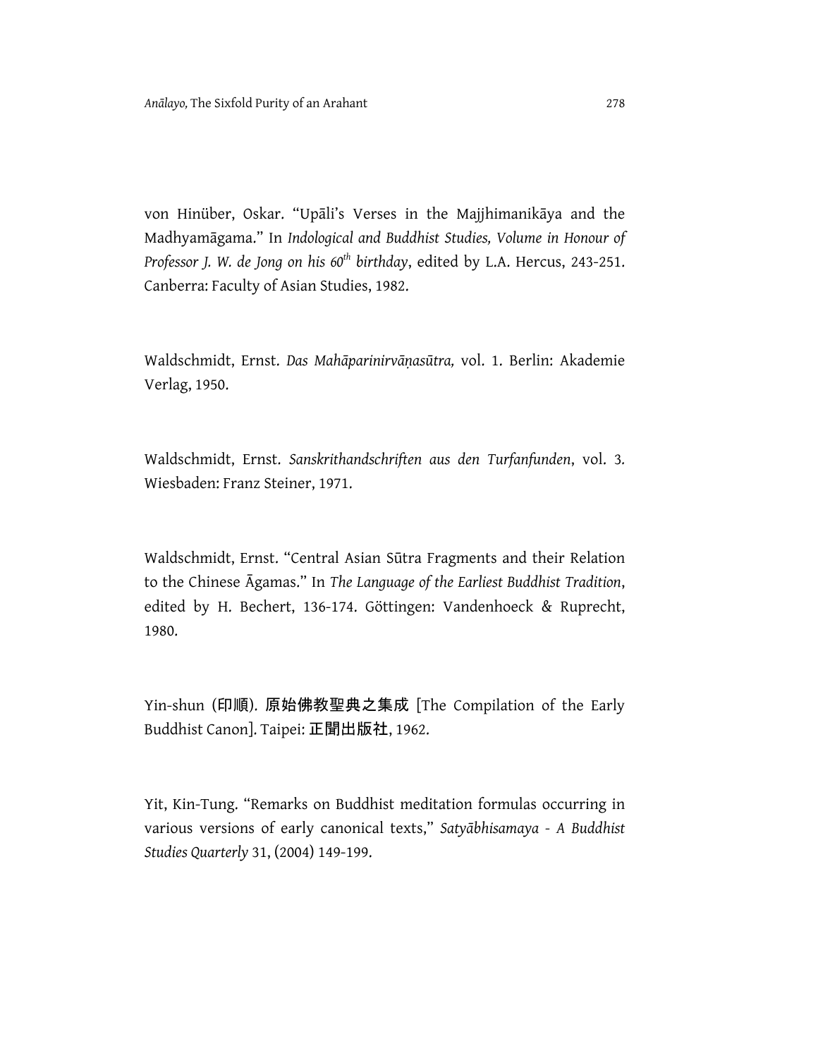von Hinüber, Oskar. "Upāli's Verses in the Majjhimanikāya and the Madhyamāgama." In *Indological and Buddhist Studies, Volume in Honour of Professor J. W. de Jong on his 60th birthday*, edited by L.A. Hercus, 243-251. Canberra: Faculty of Asian Studies, 1982.

Waldschmidt, Ernst. *Das Mahāparinirvāṇasūtra,* vol. 1. Berlin: Akademie Verlag, 1950.

Waldschmidt, Ernst. *Sanskrithandschriften aus den Turfanfunden*, vol. 3. Wiesbaden: Franz Steiner, 1971.

Waldschmidt, Ernst. "Central Asian Sūtra Fragments and their Relation to the Chinese Āgamas." In *The Language of the Earliest Buddhist Tradition*, edited by H. Bechert, 136-174. Göttingen: Vandenhoeck & Ruprecht, 1980.

Yin-shun (印順). **原始佛教聖典之集成** [The Compilation of the Early Buddhist Canon]. Taipei: **正聞出版社**, 1962.

Yit, Kin-Tung. "Remarks on Buddhist meditation formulas occurring in various versions of early canonical texts," *Satyābhisamaya - A Buddhist Studies Quarterly* 31, (2004) 149-199.